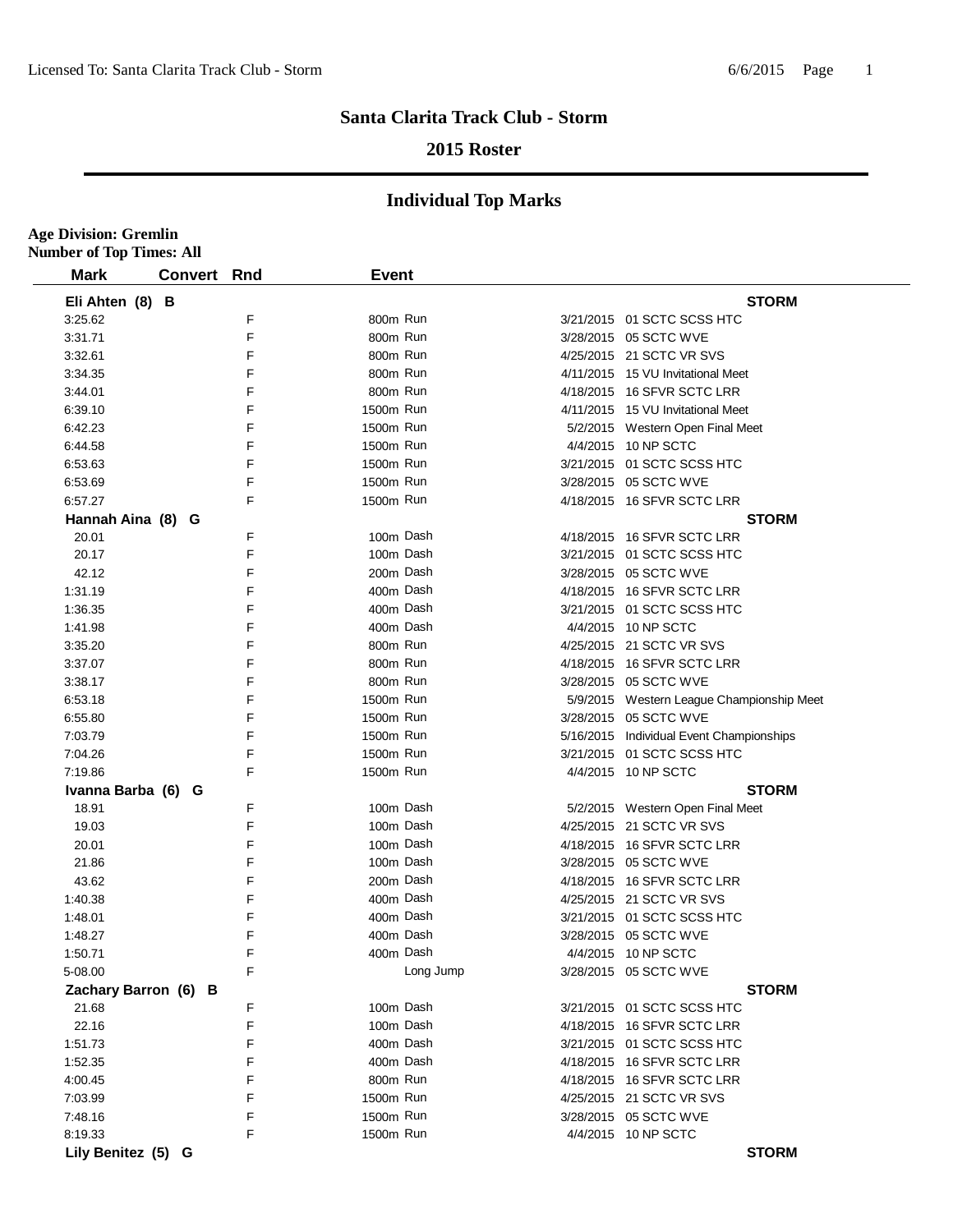# Santa Clarita Track Club - Storm

## 2015 Roster

## Individual Top Marks

**Age Division: Gremlin**
**Number of Top Times: All**

| Mark | Convert | Rnd | Event | Date | Meet |
|---|---|---|---|---|---|
| **Eli Ahten (8) B** | | | | | **STORM** |
| 3:25.62 | | F | 800m Run | 3/21/2015 | 01 SCTC SCSS HTC |
| 3:31.71 | | F | 800m Run | 3/28/2015 | 05 SCTC WVE |
| 3:32.61 | | F | 800m Run | 4/25/2015 | 21 SCTC VR SVS |
| 3:34.35 | | F | 800m Run | 4/11/2015 | 15 VU Invitational Meet |
| 3:44.01 | | F | 800m Run | 4/18/2015 | 16 SFVR SCTC LRR |
| 6:39.10 | | F | 1500m Run | 4/11/2015 | 15 VU Invitational Meet |
| 6:42.23 | | F | 1500m Run | 5/2/2015 | Western Open Final Meet |
| 6:44.58 | | F | 1500m Run | 4/4/2015 | 10 NP SCTC |
| 6:53.63 | | F | 1500m Run | 3/21/2015 | 01 SCTC SCSS HTC |
| 6:53.69 | | F | 1500m Run | 3/28/2015 | 05 SCTC WVE |
| 6:57.27 | | F | 1500m Run | 4/18/2015 | 16 SFVR SCTC LRR |
| **Hannah Aina (8) G** | | | | | **STORM** |
| 20.01 | | F | 100m Dash | 4/18/2015 | 16 SFVR SCTC LRR |
| 20.17 | | F | 100m Dash | 3/21/2015 | 01 SCTC SCSS HTC |
| 42.12 | | F | 200m Dash | 3/28/2015 | 05 SCTC WVE |
| 1:31.19 | | F | 400m Dash | 4/18/2015 | 16 SFVR SCTC LRR |
| 1:36.35 | | F | 400m Dash | 3/21/2015 | 01 SCTC SCSS HTC |
| 1:41.98 | | F | 400m Dash | 4/4/2015 | 10 NP SCTC |
| 3:35.20 | | F | 800m Run | 4/25/2015 | 21 SCTC VR SVS |
| 3:37.07 | | F | 800m Run | 4/18/2015 | 16 SFVR SCTC LRR |
| 3:38.17 | | F | 800m Run | 3/28/2015 | 05 SCTC WVE |
| 6:53.18 | | F | 1500m Run | 5/9/2015 | Western League Championship Meet |
| 6:55.80 | | F | 1500m Run | 3/28/2015 | 05 SCTC WVE |
| 7:03.79 | | F | 1500m Run | 5/16/2015 | Individual Event Championships |
| 7:04.26 | | F | 1500m Run | 3/21/2015 | 01 SCTC SCSS HTC |
| 7:19.86 | | F | 1500m Run | 4/4/2015 | 10 NP SCTC |
| **Ivanna Barba (6) G** | | | | | **STORM** |
| 18.91 | | F | 100m Dash | 5/2/2015 | Western Open Final Meet |
| 19.03 | | F | 100m Dash | 4/25/2015 | 21 SCTC VR SVS |
| 20.01 | | F | 100m Dash | 4/18/2015 | 16 SFVR SCTC LRR |
| 21.86 | | F | 100m Dash | 3/28/2015 | 05 SCTC WVE |
| 43.62 | | F | 200m Dash | 4/18/2015 | 16 SFVR SCTC LRR |
| 1:40.38 | | F | 400m Dash | 4/25/2015 | 21 SCTC VR SVS |
| 1:48.01 | | F | 400m Dash | 3/21/2015 | 01 SCTC SCSS HTC |
| 1:48.27 | | F | 400m Dash | 3/28/2015 | 05 SCTC WVE |
| 1:50.71 | | F | 400m Dash | 4/4/2015 | 10 NP SCTC |
| 5-08.00 | | F | Long Jump | 3/28/2015 | 05 SCTC WVE |
| **Zachary Barron (6) B** | | | | | **STORM** |
| 21.68 | | F | 100m Dash | 3/21/2015 | 01 SCTC SCSS HTC |
| 22.16 | | F | 100m Dash | 4/18/2015 | 16 SFVR SCTC LRR |
| 1:51.73 | | F | 400m Dash | 3/21/2015 | 01 SCTC SCSS HTC |
| 1:52.35 | | F | 400m Dash | 4/18/2015 | 16 SFVR SCTC LRR |
| 4:00.45 | | F | 800m Run | 4/18/2015 | 16 SFVR SCTC LRR |
| 7:03.99 | | F | 1500m Run | 4/25/2015 | 21 SCTC VR SVS |
| 7:48.16 | | F | 1500m Run | 3/28/2015 | 05 SCTC WVE |
| 8:19.33 | | F | 1500m Run | 4/4/2015 | 10 NP SCTC |
| **Lily Benitez (5) G** | | | | | **STORM** |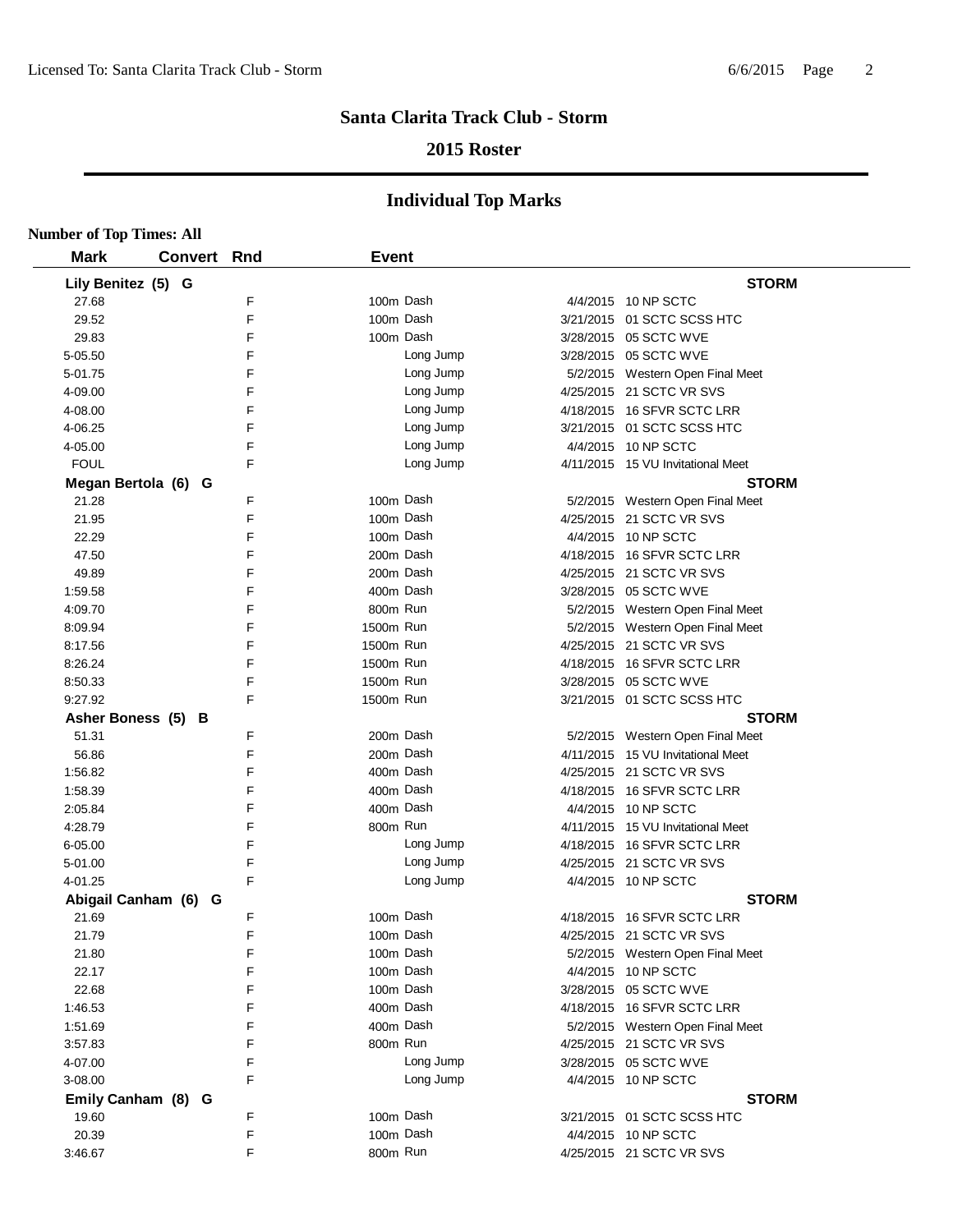# Santa Clarita Track Club - Storm

## 2015 Roster

## Individual Top Marks

**Number of Top Times: All**

| Mark | Convert | Rnd | Event | Date | Meet |
|---|---|---|---|---|---|
| **Lily Benitez (5) G** | | | | | **STORM** |
| 27.68 | | F | 100m Dash | 4/4/2015 | 10 NP SCTC |
| 29.52 | | F | 100m Dash | 3/21/2015 | 01 SCTC SCSS HTC |
| 29.83 | | F | 100m Dash | 3/28/2015 | 05 SCTC WVE |
| 5-05.50 | | F | Long Jump | 3/28/2015 | 05 SCTC WVE |
| 5-01.75 | | F | Long Jump | 5/2/2015 | Western Open Final Meet |
| 4-09.00 | | F | Long Jump | 4/25/2015 | 21 SCTC VR SVS |
| 4-08.00 | | F | Long Jump | 4/18/2015 | 16 SFVR SCTC LRR |
| 4-06.25 | | F | Long Jump | 3/21/2015 | 01 SCTC SCSS HTC |
| 4-05.00 | | F | Long Jump | 4/4/2015 | 10 NP SCTC |
| FOUL | | F | Long Jump | 4/11/2015 | 15 VU Invitational Meet |
| **Megan Bertola (6) G** | | | | | **STORM** |
| 21.28 | | F | 100m Dash | 5/2/2015 | Western Open Final Meet |
| 21.95 | | F | 100m Dash | 4/25/2015 | 21 SCTC VR SVS |
| 22.29 | | F | 100m Dash | 4/4/2015 | 10 NP SCTC |
| 47.50 | | F | 200m Dash | 4/18/2015 | 16 SFVR SCTC LRR |
| 49.89 | | F | 200m Dash | 4/25/2015 | 21 SCTC VR SVS |
| 1:59.58 | | F | 400m Dash | 3/28/2015 | 05 SCTC WVE |
| 4:09.70 | | F | 800m Run | 5/2/2015 | Western Open Final Meet |
| 8:09.94 | | F | 1500m Run | 5/2/2015 | Western Open Final Meet |
| 8:17.56 | | F | 1500m Run | 4/25/2015 | 21 SCTC VR SVS |
| 8:26.24 | | F | 1500m Run | 4/18/2015 | 16 SFVR SCTC LRR |
| 8:50.33 | | F | 1500m Run | 3/28/2015 | 05 SCTC WVE |
| 9:27.92 | | F | 1500m Run | 3/21/2015 | 01 SCTC SCSS HTC |
| **Asher Boness (5) B** | | | | | **STORM** |
| 51.31 | | F | 200m Dash | 5/2/2015 | Western Open Final Meet |
| 56.86 | | F | 200m Dash | 4/11/2015 | 15 VU Invitational Meet |
| 1:56.82 | | F | 400m Dash | 4/25/2015 | 21 SCTC VR SVS |
| 1:58.39 | | F | 400m Dash | 4/18/2015 | 16 SFVR SCTC LRR |
| 2:05.84 | | F | 400m Dash | 4/4/2015 | 10 NP SCTC |
| 4:28.79 | | F | 800m Run | 4/11/2015 | 15 VU Invitational Meet |
| 6-05.00 | | F | Long Jump | 4/18/2015 | 16 SFVR SCTC LRR |
| 5-01.00 | | F | Long Jump | 4/25/2015 | 21 SCTC VR SVS |
| 4-01.25 | | F | Long Jump | 4/4/2015 | 10 NP SCTC |
| **Abigail Canham (6) G** | | | | | **STORM** |
| 21.69 | | F | 100m Dash | 4/18/2015 | 16 SFVR SCTC LRR |
| 21.79 | | F | 100m Dash | 4/25/2015 | 21 SCTC VR SVS |
| 21.80 | | F | 100m Dash | 5/2/2015 | Western Open Final Meet |
| 22.17 | | F | 100m Dash | 4/4/2015 | 10 NP SCTC |
| 22.68 | | F | 100m Dash | 3/28/2015 | 05 SCTC WVE |
| 1:46.53 | | F | 400m Dash | 4/18/2015 | 16 SFVR SCTC LRR |
| 1:51.69 | | F | 400m Dash | 5/2/2015 | Western Open Final Meet |
| 3:57.83 | | F | 800m Run | 4/25/2015 | 21 SCTC VR SVS |
| 4-07.00 | | F | Long Jump | 3/28/2015 | 05 SCTC WVE |
| 3-08.00 | | F | Long Jump | 4/4/2015 | 10 NP SCTC |
| **Emily Canham (8) G** | | | | | **STORM** |
| 19.60 | | F | 100m Dash | 3/21/2015 | 01 SCTC SCSS HTC |
| 20.39 | | F | 100m Dash | 4/4/2015 | 10 NP SCTC |
| 3:46.67 | | F | 800m Run | 4/25/2015 | 21 SCTC VR SVS |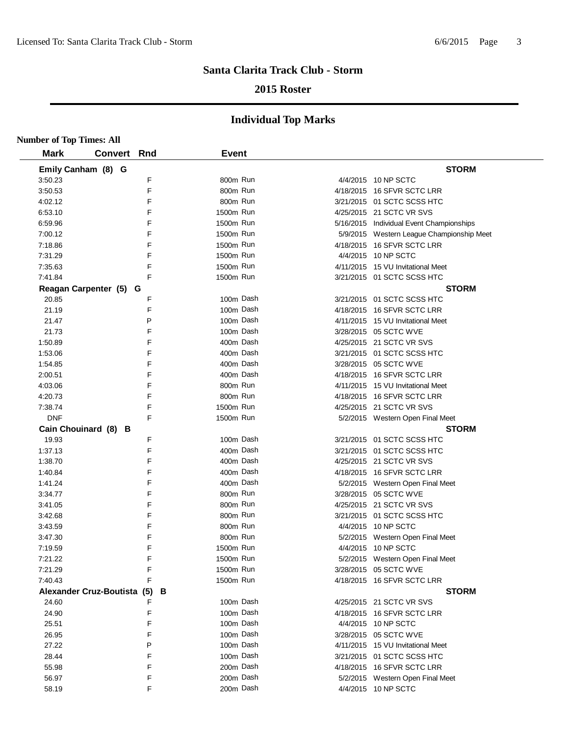# Santa Clarita Track Club - Storm

## 2015 Roster

## Individual Top Marks

**Number of Top Times: All**

| Mark | Convert | Rnd | Event | Date | Meet |
|---|---|---|---|---|---|
| **Emily Canham (8) G** | | | | | **STORM** |
| 3:50.23 | | F | 800m Run | 4/4/2015 | 10 NP SCTC |
| 3:50.53 | | F | 800m Run | 4/18/2015 | 16 SFVR SCTC LRR |
| 4:02.12 | | F | 800m Run | 3/21/2015 | 01 SCTC SCSS HTC |
| 6:53.10 | | F | 1500m Run | 4/25/2015 | 21 SCTC VR SVS |
| 6:59.96 | | F | 1500m Run | 5/16/2015 | Individual Event Championships |
| 7:00.12 | | F | 1500m Run | 5/9/2015 | Western League Championship Meet |
| 7:18.86 | | F | 1500m Run | 4/18/2015 | 16 SFVR SCTC LRR |
| 7:31.29 | | F | 1500m Run | 4/4/2015 | 10 NP SCTC |
| 7:35.63 | | F | 1500m Run | 4/11/2015 | 15 VU Invitational Meet |
| 7:41.84 | | F | 1500m Run | 3/21/2015 | 01 SCTC SCSS HTC |
| **Reagan Carpenter (5) G** | | | | | **STORM** |
| 20.85 | | F | 100m Dash | 3/21/2015 | 01 SCTC SCSS HTC |
| 21.19 | | F | 100m Dash | 4/18/2015 | 16 SFVR SCTC LRR |
| 21.47 | | P | 100m Dash | 4/11/2015 | 15 VU Invitational Meet |
| 21.73 | | F | 100m Dash | 3/28/2015 | 05 SCTC WVE |
| 1:50.89 | | F | 400m Dash | 4/25/2015 | 21 SCTC VR SVS |
| 1:53.06 | | F | 400m Dash | 3/21/2015 | 01 SCTC SCSS HTC |
| 1:54.85 | | F | 400m Dash | 3/28/2015 | 05 SCTC WVE |
| 2:00.51 | | F | 400m Dash | 4/18/2015 | 16 SFVR SCTC LRR |
| 4:03.06 | | F | 800m Run | 4/11/2015 | 15 VU Invitational Meet |
| 4:20.73 | | F | 800m Run | 4/18/2015 | 16 SFVR SCTC LRR |
| 7:38.74 | | F | 1500m Run | 4/25/2015 | 21 SCTC VR SVS |
| DNF | | F | 1500m Run | 5/2/2015 | Western Open Final Meet |
| **Cain Chouinard (8) B** | | | | | **STORM** |
| 19.93 | | F | 100m Dash | 3/21/2015 | 01 SCTC SCSS HTC |
| 1:37.13 | | F | 400m Dash | 3/21/2015 | 01 SCTC SCSS HTC |
| 1:38.70 | | F | 400m Dash | 4/25/2015 | 21 SCTC VR SVS |
| 1:40.84 | | F | 400m Dash | 4/18/2015 | 16 SFVR SCTC LRR |
| 1:41.24 | | F | 400m Dash | 5/2/2015 | Western Open Final Meet |
| 3:34.77 | | F | 800m Run | 3/28/2015 | 05 SCTC WVE |
| 3:41.05 | | F | 800m Run | 4/25/2015 | 21 SCTC VR SVS |
| 3:42.68 | | F | 800m Run | 3/21/2015 | 01 SCTC SCSS HTC |
| 3:43.59 | | F | 800m Run | 4/4/2015 | 10 NP SCTC |
| 3:47.30 | | F | 800m Run | 5/2/2015 | Western Open Final Meet |
| 7:19.59 | | F | 1500m Run | 4/4/2015 | 10 NP SCTC |
| 7:21.22 | | F | 1500m Run | 5/2/2015 | Western Open Final Meet |
| 7:21.29 | | F | 1500m Run | 3/28/2015 | 05 SCTC WVE |
| 7:40.43 | | F | 1500m Run | 4/18/2015 | 16 SFVR SCTC LRR |
| **Alexander Cruz-Boutista (5) B** | | | | | **STORM** |
| 24.60 | | F | 100m Dash | 4/25/2015 | 21 SCTC VR SVS |
| 24.90 | | F | 100m Dash | 4/18/2015 | 16 SFVR SCTC LRR |
| 25.51 | | F | 100m Dash | 4/4/2015 | 10 NP SCTC |
| 26.95 | | F | 100m Dash | 3/28/2015 | 05 SCTC WVE |
| 27.22 | | P | 100m Dash | 4/11/2015 | 15 VU Invitational Meet |
| 28.44 | | F | 100m Dash | 3/21/2015 | 01 SCTC SCSS HTC |
| 55.98 | | F | 200m Dash | 4/18/2015 | 16 SFVR SCTC LRR |
| 56.97 | | F | 200m Dash | 5/2/2015 | Western Open Final Meet |
| 58.19 | | F | 200m Dash | 4/4/2015 | 10 NP SCTC |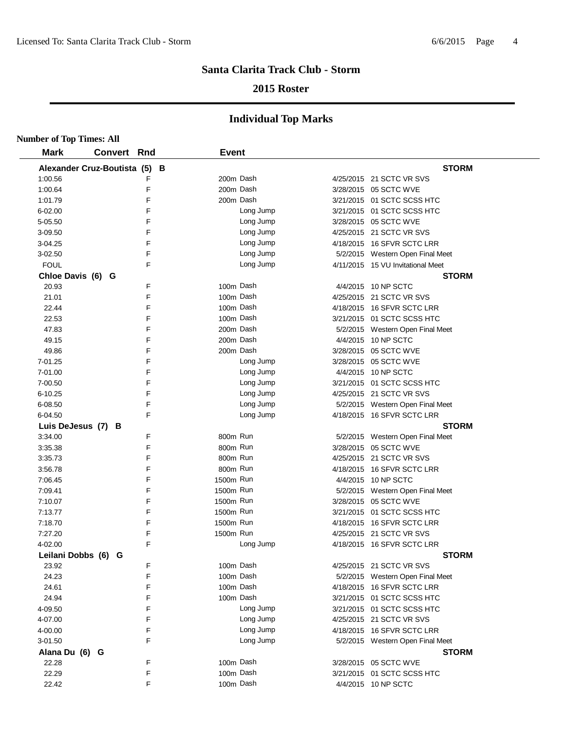# Santa Clarita Track Club - Storm

## 2015 Roster

## Individual Top Marks

**Number of Top Times: All**

| Mark | Convert | Rnd | Event | Date | Meet |
|---|---|---|---|---|---|
| **Alexander Cruz-Boutista (5) B** | | | | | **STORM** |
| 1:00.56 | | F | 200m Dash | 4/25/2015 | 21 SCTC VR SVS |
| 1:00.64 | | F | 200m Dash | 3/28/2015 | 05 SCTC WVE |
| 1:01.79 | | F | 200m Dash | 3/21/2015 | 01 SCTC SCSS HTC |
| 6-02.00 | | F | Long Jump | 3/21/2015 | 01 SCTC SCSS HTC |
| 5-05.50 | | F | Long Jump | 3/28/2015 | 05 SCTC WVE |
| 3-09.50 | | F | Long Jump | 4/25/2015 | 21 SCTC VR SVS |
| 3-04.25 | | F | Long Jump | 4/18/2015 | 16 SFVR SCTC LRR |
| 3-02.50 | | F | Long Jump | 5/2/2015 | Western Open Final Meet |
| FOUL | | F | Long Jump | 4/11/2015 | 15 VU Invitational Meet |
| **Chloe Davis (6) G** | | | | | **STORM** |
| 20.93 | | F | 100m Dash | 4/4/2015 | 10 NP SCTC |
| 21.01 | | F | 100m Dash | 4/25/2015 | 21 SCTC VR SVS |
| 22.44 | | F | 100m Dash | 4/18/2015 | 16 SFVR SCTC LRR |
| 22.53 | | F | 100m Dash | 3/21/2015 | 01 SCTC SCSS HTC |
| 47.83 | | F | 200m Dash | 5/2/2015 | Western Open Final Meet |
| 49.15 | | F | 200m Dash | 4/4/2015 | 10 NP SCTC |
| 49.86 | | F | 200m Dash | 3/28/2015 | 05 SCTC WVE |
| 7-01.25 | | F | Long Jump | 3/28/2015 | 05 SCTC WVE |
| 7-01.00 | | F | Long Jump | 4/4/2015 | 10 NP SCTC |
| 7-00.50 | | F | Long Jump | 3/21/2015 | 01 SCTC SCSS HTC |
| 6-10.25 | | F | Long Jump | 4/25/2015 | 21 SCTC VR SVS |
| 6-08.50 | | F | Long Jump | 5/2/2015 | Western Open Final Meet |
| 6-04.50 | | F | Long Jump | 4/18/2015 | 16 SFVR SCTC LRR |
| **Luis DeJesus (7) B** | | | | | **STORM** |
| 3:34.00 | | F | 800m Run | 5/2/2015 | Western Open Final Meet |
| 3:35.38 | | F | 800m Run | 3/28/2015 | 05 SCTC WVE |
| 3:35.73 | | F | 800m Run | 4/25/2015 | 21 SCTC VR SVS |
| 3:56.78 | | F | 800m Run | 4/18/2015 | 16 SFVR SCTC LRR |
| 7:06.45 | | F | 1500m Run | 4/4/2015 | 10 NP SCTC |
| 7:09.41 | | F | 1500m Run | 5/2/2015 | Western Open Final Meet |
| 7:10.07 | | F | 1500m Run | 3/28/2015 | 05 SCTC WVE |
| 7:13.77 | | F | 1500m Run | 3/21/2015 | 01 SCTC SCSS HTC |
| 7:18.70 | | F | 1500m Run | 4/18/2015 | 16 SFVR SCTC LRR |
| 7:27.20 | | F | 1500m Run | 4/25/2015 | 21 SCTC VR SVS |
| 4-02.00 | | F | Long Jump | 4/18/2015 | 16 SFVR SCTC LRR |
| **Leilani Dobbs (6) G** | | | | | **STORM** |
| 23.92 | | F | 100m Dash | 4/25/2015 | 21 SCTC VR SVS |
| 24.23 | | F | 100m Dash | 5/2/2015 | Western Open Final Meet |
| 24.61 | | F | 100m Dash | 4/18/2015 | 16 SFVR SCTC LRR |
| 24.94 | | F | 100m Dash | 3/21/2015 | 01 SCTC SCSS HTC |
| 4-09.50 | | F | Long Jump | 3/21/2015 | 01 SCTC SCSS HTC |
| 4-07.00 | | F | Long Jump | 4/25/2015 | 21 SCTC VR SVS |
| 4-00.00 | | F | Long Jump | 4/18/2015 | 16 SFVR SCTC LRR |
| 3-01.50 | | F | Long Jump | 5/2/2015 | Western Open Final Meet |
| **Alana Du (6) G** | | | | | **STORM** |
| 22.28 | | F | 100m Dash | 3/28/2015 | 05 SCTC WVE |
| 22.29 | | F | 100m Dash | 3/21/2015 | 01 SCTC SCSS HTC |
| 22.42 | | F | 100m Dash | 4/4/2015 | 10 NP SCTC |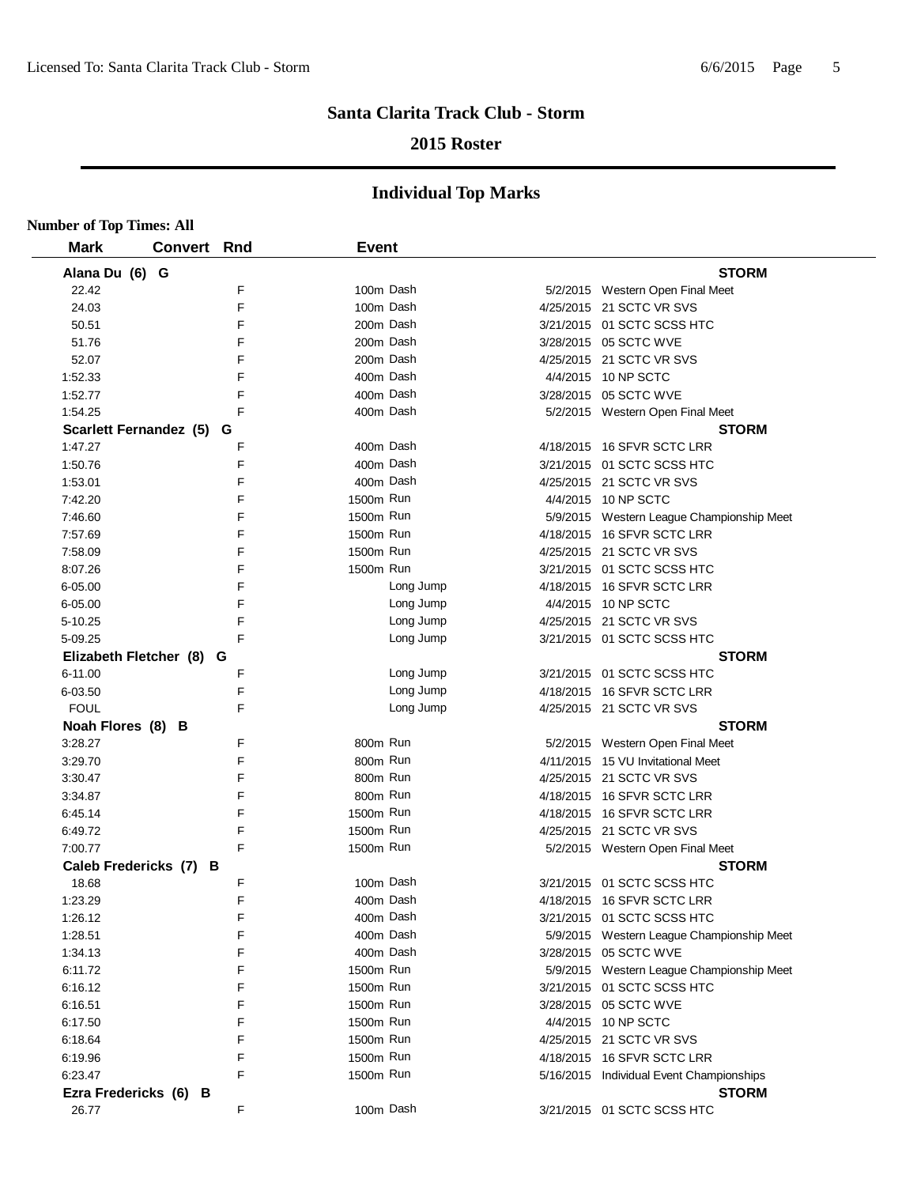# Santa Clarita Track Club - Storm

## 2015 Roster

## Individual Top Marks

**Number of Top Times: All**

| Mark | Convert | Rnd | Event | Date | Meet |
|---|---|---|---|---|---|
| **Alana Du (6) G** | | | | | **STORM** |
| 22.42 | | F | 100m Dash | 5/2/2015 | Western Open Final Meet |
| 24.03 | | F | 100m Dash | 4/25/2015 | 21 SCTC VR SVS |
| 50.51 | | F | 200m Dash | 3/21/2015 | 01 SCTC SCSS HTC |
| 51.76 | | F | 200m Dash | 3/28/2015 | 05 SCTC WVE |
| 52.07 | | F | 200m Dash | 4/25/2015 | 21 SCTC VR SVS |
| 1:52.33 | | F | 400m Dash | 4/4/2015 | 10 NP SCTC |
| 1:52.77 | | F | 400m Dash | 3/28/2015 | 05 SCTC WVE |
| 1:54.25 | | F | 400m Dash | 5/2/2015 | Western Open Final Meet |
| **Scarlett Fernandez (5) G** | | | | | **STORM** |
| 1:47.27 | | F | 400m Dash | 4/18/2015 | 16 SFVR SCTC LRR |
| 1:50.76 | | F | 400m Dash | 3/21/2015 | 01 SCTC SCSS HTC |
| 1:53.01 | | F | 400m Dash | 4/25/2015 | 21 SCTC VR SVS |
| 7:42.20 | | F | 1500m Run | 4/4/2015 | 10 NP SCTC |
| 7:46.60 | | F | 1500m Run | 5/9/2015 | Western League Championship Meet |
| 7:57.69 | | F | 1500m Run | 4/18/2015 | 16 SFVR SCTC LRR |
| 7:58.09 | | F | 1500m Run | 4/25/2015 | 21 SCTC VR SVS |
| 8:07.26 | | F | 1500m Run | 3/21/2015 | 01 SCTC SCSS HTC |
| 6-05.00 | | F | Long Jump | 4/18/2015 | 16 SFVR SCTC LRR |
| 6-05.00 | | F | Long Jump | 4/4/2015 | 10 NP SCTC |
| 5-10.25 | | F | Long Jump | 4/25/2015 | 21 SCTC VR SVS |
| 5-09.25 | | F | Long Jump | 3/21/2015 | 01 SCTC SCSS HTC |
| **Elizabeth Fletcher (8) G** | | | | | **STORM** |
| 6-11.00 | | F | Long Jump | 3/21/2015 | 01 SCTC SCSS HTC |
| 6-03.50 | | F | Long Jump | 4/18/2015 | 16 SFVR SCTC LRR |
| FOUL | | F | Long Jump | 4/25/2015 | 21 SCTC VR SVS |
| **Noah Flores (8) B** | | | | | **STORM** |
| 3:28.27 | | F | 800m Run | 5/2/2015 | Western Open Final Meet |
| 3:29.70 | | F | 800m Run | 4/11/2015 | 15 VU Invitational Meet |
| 3:30.47 | | F | 800m Run | 4/25/2015 | 21 SCTC VR SVS |
| 3:34.87 | | F | 800m Run | 4/18/2015 | 16 SFVR SCTC LRR |
| 6:45.14 | | F | 1500m Run | 4/18/2015 | 16 SFVR SCTC LRR |
| 6:49.72 | | F | 1500m Run | 4/25/2015 | 21 SCTC VR SVS |
| 7:00.77 | | F | 1500m Run | 5/2/2015 | Western Open Final Meet |
| **Caleb Fredericks (7) B** | | | | | **STORM** |
| 18.68 | | F | 100m Dash | 3/21/2015 | 01 SCTC SCSS HTC |
| 1:23.29 | | F | 400m Dash | 4/18/2015 | 16 SFVR SCTC LRR |
| 1:26.12 | | F | 400m Dash | 3/21/2015 | 01 SCTC SCSS HTC |
| 1:28.51 | | F | 400m Dash | 5/9/2015 | Western League Championship Meet |
| 1:34.13 | | F | 400m Dash | 3/28/2015 | 05 SCTC WVE |
| 6:11.72 | | F | 1500m Run | 5/9/2015 | Western League Championship Meet |
| 6:16.12 | | F | 1500m Run | 3/21/2015 | 01 SCTC SCSS HTC |
| 6:16.51 | | F | 1500m Run | 3/28/2015 | 05 SCTC WVE |
| 6:17.50 | | F | 1500m Run | 4/4/2015 | 10 NP SCTC |
| 6:18.64 | | F | 1500m Run | 4/25/2015 | 21 SCTC VR SVS |
| 6:19.96 | | F | 1500m Run | 4/18/2015 | 16 SFVR SCTC LRR |
| 6:23.47 | | F | 1500m Run | 5/16/2015 | Individual Event Championships |
| **Ezra Fredericks (6) B** | | | | | **STORM** |
| 26.77 | | F | 100m Dash | 3/21/2015 | 01 SCTC SCSS HTC |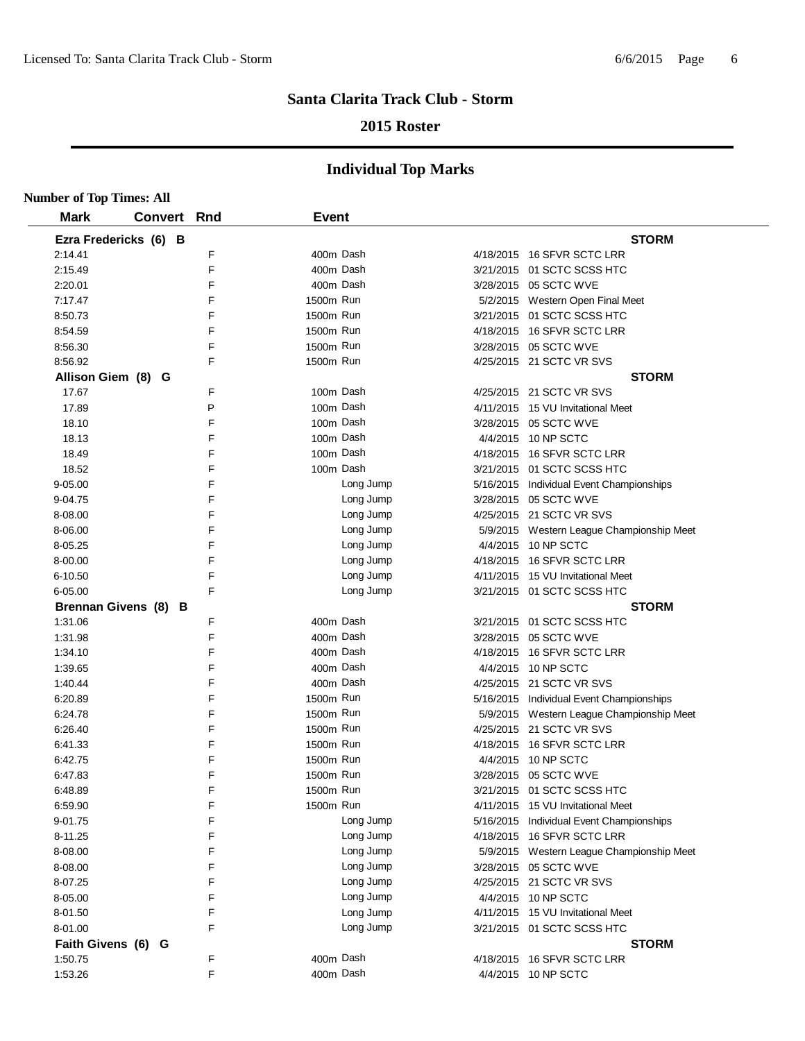# Santa Clarita Track Club - Storm

## 2015 Roster

## Individual Top Marks

**Number of Top Times: All**

| Mark | Convert | Rnd | Event | Date | Meet |
|---|---|---|---|---|---|
| **Ezra Fredericks (6) B** | | | | | **STORM** |
| 2:14.41 | | F | 400m Dash | 4/18/2015 | 16 SFVR SCTC LRR |
| 2:15.49 | | F | 400m Dash | 3/21/2015 | 01 SCTC SCSS HTC |
| 2:20.01 | | F | 400m Dash | 3/28/2015 | 05 SCTC WVE |
| 7:17.47 | | F | 1500m Run | 5/2/2015 | Western Open Final Meet |
| 8:50.73 | | F | 1500m Run | 3/21/2015 | 01 SCTC SCSS HTC |
| 8:54.59 | | F | 1500m Run | 4/18/2015 | 16 SFVR SCTC LRR |
| 8:56.30 | | F | 1500m Run | 3/28/2015 | 05 SCTC WVE |
| 8:56.92 | | F | 1500m Run | 4/25/2015 | 21 SCTC VR SVS |
| **Allison Giem (8) G** | | | | | **STORM** |
| 17.67 | | F | 100m Dash | 4/25/2015 | 21 SCTC VR SVS |
| 17.89 | | P | 100m Dash | 4/11/2015 | 15 VU Invitational Meet |
| 18.10 | | F | 100m Dash | 3/28/2015 | 05 SCTC WVE |
| 18.13 | | F | 100m Dash | 4/4/2015 | 10 NP SCTC |
| 18.49 | | F | 100m Dash | 4/18/2015 | 16 SFVR SCTC LRR |
| 18.52 | | F | 100m Dash | 3/21/2015 | 01 SCTC SCSS HTC |
| 9-05.00 | | F | Long Jump | 5/16/2015 | Individual Event Championships |
| 9-04.75 | | F | Long Jump | 3/28/2015 | 05 SCTC WVE |
| 8-08.00 | | F | Long Jump | 4/25/2015 | 21 SCTC VR SVS |
| 8-06.00 | | F | Long Jump | 5/9/2015 | Western League Championship Meet |
| 8-05.25 | | F | Long Jump | 4/4/2015 | 10 NP SCTC |
| 8-00.00 | | F | Long Jump | 4/18/2015 | 16 SFVR SCTC LRR |
| 6-10.50 | | F | Long Jump | 4/11/2015 | 15 VU Invitational Meet |
| 6-05.00 | | F | Long Jump | 3/21/2015 | 01 SCTC SCSS HTC |
| **Brennan Givens (8) B** | | | | | **STORM** |
| 1:31.06 | | F | 400m Dash | 3/21/2015 | 01 SCTC SCSS HTC |
| 1:31.98 | | F | 400m Dash | 3/28/2015 | 05 SCTC WVE |
| 1:34.10 | | F | 400m Dash | 4/18/2015 | 16 SFVR SCTC LRR |
| 1:39.65 | | F | 400m Dash | 4/4/2015 | 10 NP SCTC |
| 1:40.44 | | F | 400m Dash | 4/25/2015 | 21 SCTC VR SVS |
| 6:20.89 | | F | 1500m Run | 5/16/2015 | Individual Event Championships |
| 6:24.78 | | F | 1500m Run | 5/9/2015 | Western League Championship Meet |
| 6:26.40 | | F | 1500m Run | 4/25/2015 | 21 SCTC VR SVS |
| 6:41.33 | | F | 1500m Run | 4/18/2015 | 16 SFVR SCTC LRR |
| 6:42.75 | | F | 1500m Run | 4/4/2015 | 10 NP SCTC |
| 6:47.83 | | F | 1500m Run | 3/28/2015 | 05 SCTC WVE |
| 6:48.89 | | F | 1500m Run | 3/21/2015 | 01 SCTC SCSS HTC |
| 6:59.90 | | F | 1500m Run | 4/11/2015 | 15 VU Invitational Meet |
| 9-01.75 | | F | Long Jump | 5/16/2015 | Individual Event Championships |
| 8-11.25 | | F | Long Jump | 4/18/2015 | 16 SFVR SCTC LRR |
| 8-08.00 | | F | Long Jump | 5/9/2015 | Western League Championship Meet |
| 8-08.00 | | F | Long Jump | 3/28/2015 | 05 SCTC WVE |
| 8-07.25 | | F | Long Jump | 4/25/2015 | 21 SCTC VR SVS |
| 8-05.00 | | F | Long Jump | 4/4/2015 | 10 NP SCTC |
| 8-01.50 | | F | Long Jump | 4/11/2015 | 15 VU Invitational Meet |
| 8-01.00 | | F | Long Jump | 3/21/2015 | 01 SCTC SCSS HTC |
| **Faith Givens (6) G** | | | | | **STORM** |
| 1:50.75 | | F | 400m Dash | 4/18/2015 | 16 SFVR SCTC LRR |
| 1:53.26 | | F | 400m Dash | 4/4/2015 | 10 NP SCTC |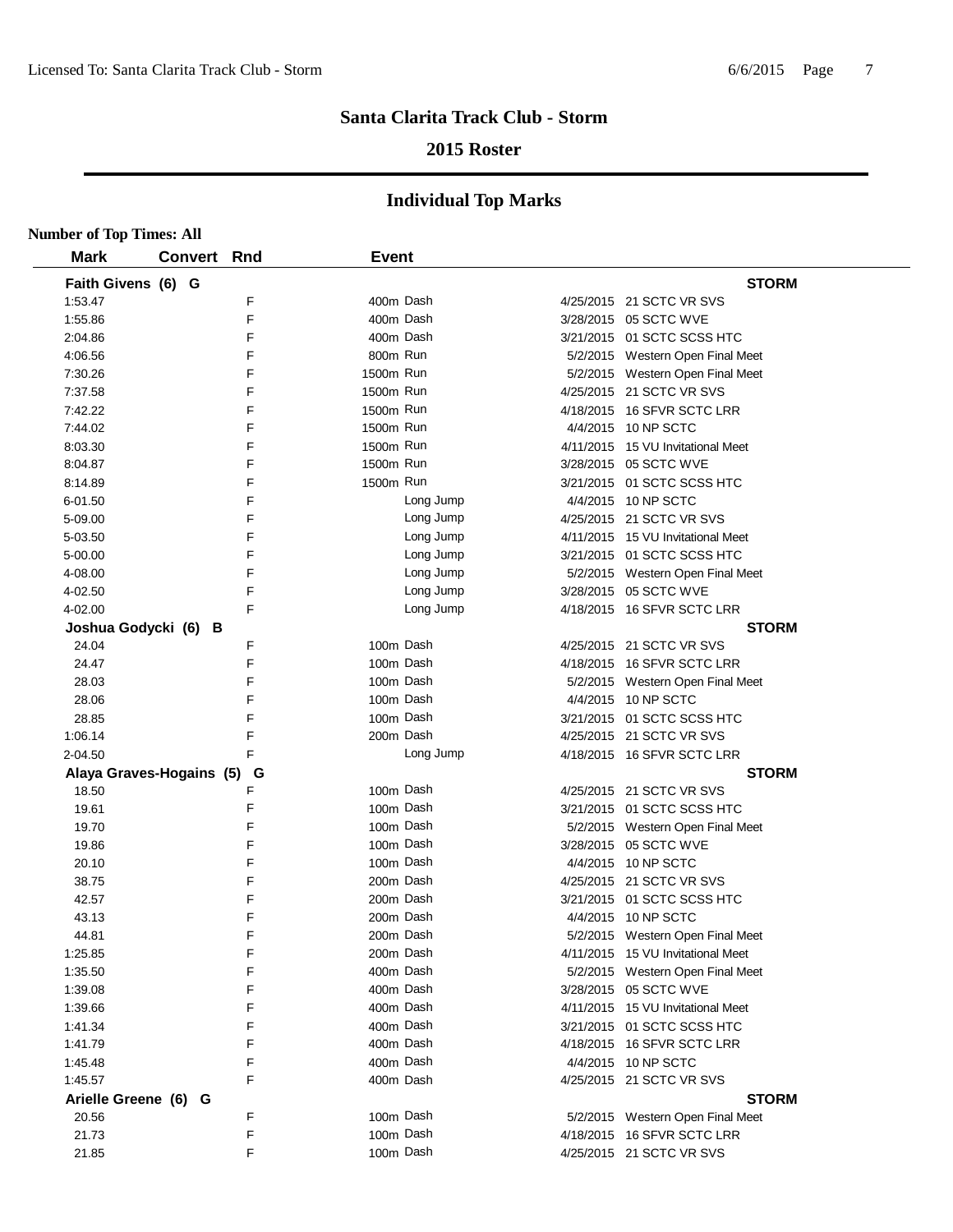# Santa Clarita Track Club - Storm

## 2015 Roster

## Individual Top Marks

**Number of Top Times: All**

| Mark | Convert | Rnd | Event | Date | Meet |
|---|---|---|---|---|---|
| **Faith Givens (6) G** | | | | | **STORM** |
| 1:53.47 | | F | 400m Dash | 4/25/2015 | 21 SCTC VR SVS |
| 1:55.86 | | F | 400m Dash | 3/28/2015 | 05 SCTC WVE |
| 2:04.86 | | F | 400m Dash | 3/21/2015 | 01 SCTC SCSS HTC |
| 4:06.56 | | F | 800m Run | 5/2/2015 | Western Open Final Meet |
| 7:30.26 | | F | 1500m Run | 5/2/2015 | Western Open Final Meet |
| 7:37.58 | | F | 1500m Run | 4/25/2015 | 21 SCTC VR SVS |
| 7:42.22 | | F | 1500m Run | 4/18/2015 | 16 SFVR SCTC LRR |
| 7:44.02 | | F | 1500m Run | 4/4/2015 | 10 NP SCTC |
| 8:03.30 | | F | 1500m Run | 4/11/2015 | 15 VU Invitational Meet |
| 8:04.87 | | F | 1500m Run | 3/28/2015 | 05 SCTC WVE |
| 8:14.89 | | F | 1500m Run | 3/21/2015 | 01 SCTC SCSS HTC |
| 6-01.50 | | F | Long Jump | 4/4/2015 | 10 NP SCTC |
| 5-09.00 | | F | Long Jump | 4/25/2015 | 21 SCTC VR SVS |
| 5-03.50 | | F | Long Jump | 4/11/2015 | 15 VU Invitational Meet |
| 5-00.00 | | F | Long Jump | 3/21/2015 | 01 SCTC SCSS HTC |
| 4-08.00 | | F | Long Jump | 5/2/2015 | Western Open Final Meet |
| 4-02.50 | | F | Long Jump | 3/28/2015 | 05 SCTC WVE |
| 4-02.00 | | F | Long Jump | 4/18/2015 | 16 SFVR SCTC LRR |
| **Joshua Godycki (6) B** | | | | | **STORM** |
| 24.04 | | F | 100m Dash | 4/25/2015 | 21 SCTC VR SVS |
| 24.47 | | F | 100m Dash | 4/18/2015 | 16 SFVR SCTC LRR |
| 28.03 | | F | 100m Dash | 5/2/2015 | Western Open Final Meet |
| 28.06 | | F | 100m Dash | 4/4/2015 | 10 NP SCTC |
| 28.85 | | F | 100m Dash | 3/21/2015 | 01 SCTC SCSS HTC |
| 1:06.14 | | F | 200m Dash | 4/25/2015 | 21 SCTC VR SVS |
| 2-04.50 | | F | Long Jump | 4/18/2015 | 16 SFVR SCTC LRR |
| **Alaya Graves-Hogains (5) G** | | | | | **STORM** |
| 18.50 | | F | 100m Dash | 4/25/2015 | 21 SCTC VR SVS |
| 19.61 | | F | 100m Dash | 3/21/2015 | 01 SCTC SCSS HTC |
| 19.70 | | F | 100m Dash | 5/2/2015 | Western Open Final Meet |
| 19.86 | | F | 100m Dash | 3/28/2015 | 05 SCTC WVE |
| 20.10 | | F | 100m Dash | 4/4/2015 | 10 NP SCTC |
| 38.75 | | F | 200m Dash | 4/25/2015 | 21 SCTC VR SVS |
| 42.57 | | F | 200m Dash | 3/21/2015 | 01 SCTC SCSS HTC |
| 43.13 | | F | 200m Dash | 4/4/2015 | 10 NP SCTC |
| 44.81 | | F | 200m Dash | 5/2/2015 | Western Open Final Meet |
| 1:25.85 | | F | 200m Dash | 4/11/2015 | 15 VU Invitational Meet |
| 1:35.50 | | F | 400m Dash | 5/2/2015 | Western Open Final Meet |
| 1:39.08 | | F | 400m Dash | 3/28/2015 | 05 SCTC WVE |
| 1:39.66 | | F | 400m Dash | 4/11/2015 | 15 VU Invitational Meet |
| 1:41.34 | | F | 400m Dash | 3/21/2015 | 01 SCTC SCSS HTC |
| 1:41.79 | | F | 400m Dash | 4/18/2015 | 16 SFVR SCTC LRR |
| 1:45.48 | | F | 400m Dash | 4/4/2015 | 10 NP SCTC |
| 1:45.57 | | F | 400m Dash | 4/25/2015 | 21 SCTC VR SVS |
| **Arielle Greene (6) G** | | | | | **STORM** |
| 20.56 | | F | 100m Dash | 5/2/2015 | Western Open Final Meet |
| 21.73 | | F | 100m Dash | 4/18/2015 | 16 SFVR SCTC LRR |
| 21.85 | | F | 100m Dash | 4/25/2015 | 21 SCTC VR SVS |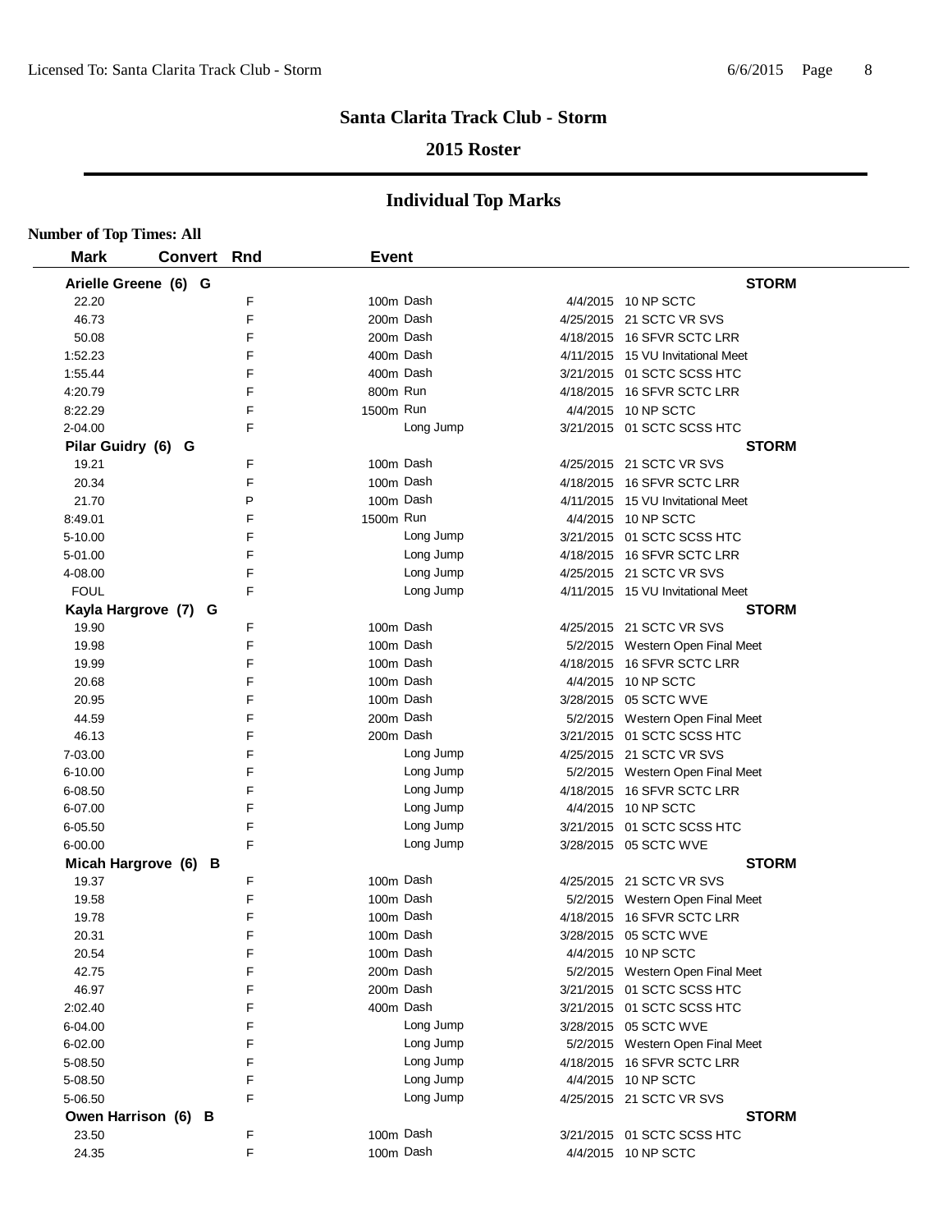# Santa Clarita Track Club - Storm

## 2015 Roster

## Individual Top Marks

**Number of Top Times: All**

| Mark | Convert | Rnd | Event | | Date | Meet |
|---|---|---|---|---|---|---|
| **Arielle Greene (6) G** | | | | | | **STORM** |
| 22.20 | | F | 100m | Dash | 4/4/2015 | 10 NP SCTC |
| 46.73 | | F | 200m | Dash | 4/25/2015 | 21 SCTC VR SVS |
| 50.08 | | F | 200m | Dash | 4/18/2015 | 16 SFVR SCTC LRR |
| 1:52.23 | | F | 400m | Dash | 4/11/2015 | 15 VU Invitational Meet |
| 1:55.44 | | F | 400m | Dash | 3/21/2015 | 01 SCTC SCSS HTC |
| 4:20.79 | | F | 800m | Run | 4/18/2015 | 16 SFVR SCTC LRR |
| 8:22.29 | | F | 1500m | Run | 4/4/2015 | 10 NP SCTC |
| 2-04.00 | | F | | Long Jump | 3/21/2015 | 01 SCTC SCSS HTC |
| **Pilar Guidry (6) G** | | | | | | **STORM** |
| 19.21 | | F | 100m | Dash | 4/25/2015 | 21 SCTC VR SVS |
| 20.34 | | F | 100m | Dash | 4/18/2015 | 16 SFVR SCTC LRR |
| 21.70 | | P | 100m | Dash | 4/11/2015 | 15 VU Invitational Meet |
| 8:49.01 | | F | 1500m | Run | 4/4/2015 | 10 NP SCTC |
| 5-10.00 | | F | | Long Jump | 3/21/2015 | 01 SCTC SCSS HTC |
| 5-01.00 | | F | | Long Jump | 4/18/2015 | 16 SFVR SCTC LRR |
| 4-08.00 | | F | | Long Jump | 4/25/2015 | 21 SCTC VR SVS |
| FOUL | | F | | Long Jump | 4/11/2015 | 15 VU Invitational Meet |
| **Kayla Hargrove (7) G** | | | | | | **STORM** |
| 19.90 | | F | 100m | Dash | 4/25/2015 | 21 SCTC VR SVS |
| 19.98 | | F | 100m | Dash | 5/2/2015 | Western Open Final Meet |
| 19.99 | | F | 100m | Dash | 4/18/2015 | 16 SFVR SCTC LRR |
| 20.68 | | F | 100m | Dash | 4/4/2015 | 10 NP SCTC |
| 20.95 | | F | 100m | Dash | 3/28/2015 | 05 SCTC WVE |
| 44.59 | | F | 200m | Dash | 5/2/2015 | Western Open Final Meet |
| 46.13 | | F | 200m | Dash | 3/21/2015 | 01 SCTC SCSS HTC |
| 7-03.00 | | F | | Long Jump | 4/25/2015 | 21 SCTC VR SVS |
| 6-10.00 | | F | | Long Jump | 5/2/2015 | Western Open Final Meet |
| 6-08.50 | | F | | Long Jump | 4/18/2015 | 16 SFVR SCTC LRR |
| 6-07.00 | | F | | Long Jump | 4/4/2015 | 10 NP SCTC |
| 6-05.50 | | F | | Long Jump | 3/21/2015 | 01 SCTC SCSS HTC |
| 6-00.00 | | F | | Long Jump | 3/28/2015 | 05 SCTC WVE |
| **Micah Hargrove (6) B** | | | | | | **STORM** |
| 19.37 | | F | 100m | Dash | 4/25/2015 | 21 SCTC VR SVS |
| 19.58 | | F | 100m | Dash | 5/2/2015 | Western Open Final Meet |
| 19.78 | | F | 100m | Dash | 4/18/2015 | 16 SFVR SCTC LRR |
| 20.31 | | F | 100m | Dash | 3/28/2015 | 05 SCTC WVE |
| 20.54 | | F | 100m | Dash | 4/4/2015 | 10 NP SCTC |
| 42.75 | | F | 200m | Dash | 5/2/2015 | Western Open Final Meet |
| 46.97 | | F | 200m | Dash | 3/21/2015 | 01 SCTC SCSS HTC |
| 2:02.40 | | F | 400m | Dash | 3/21/2015 | 01 SCTC SCSS HTC |
| 6-04.00 | | F | | Long Jump | 3/28/2015 | 05 SCTC WVE |
| 6-02.00 | | F | | Long Jump | 5/2/2015 | Western Open Final Meet |
| 5-08.50 | | F | | Long Jump | 4/18/2015 | 16 SFVR SCTC LRR |
| 5-08.50 | | F | | Long Jump | 4/4/2015 | 10 NP SCTC |
| 5-06.50 | | F | | Long Jump | 4/25/2015 | 21 SCTC VR SVS |
| **Owen Harrison (6) B** | | | | | | **STORM** |
| 23.50 | | F | 100m | Dash | 3/21/2015 | 01 SCTC SCSS HTC |
| 24.35 | | F | 100m | Dash | 4/4/2015 | 10 NP SCTC |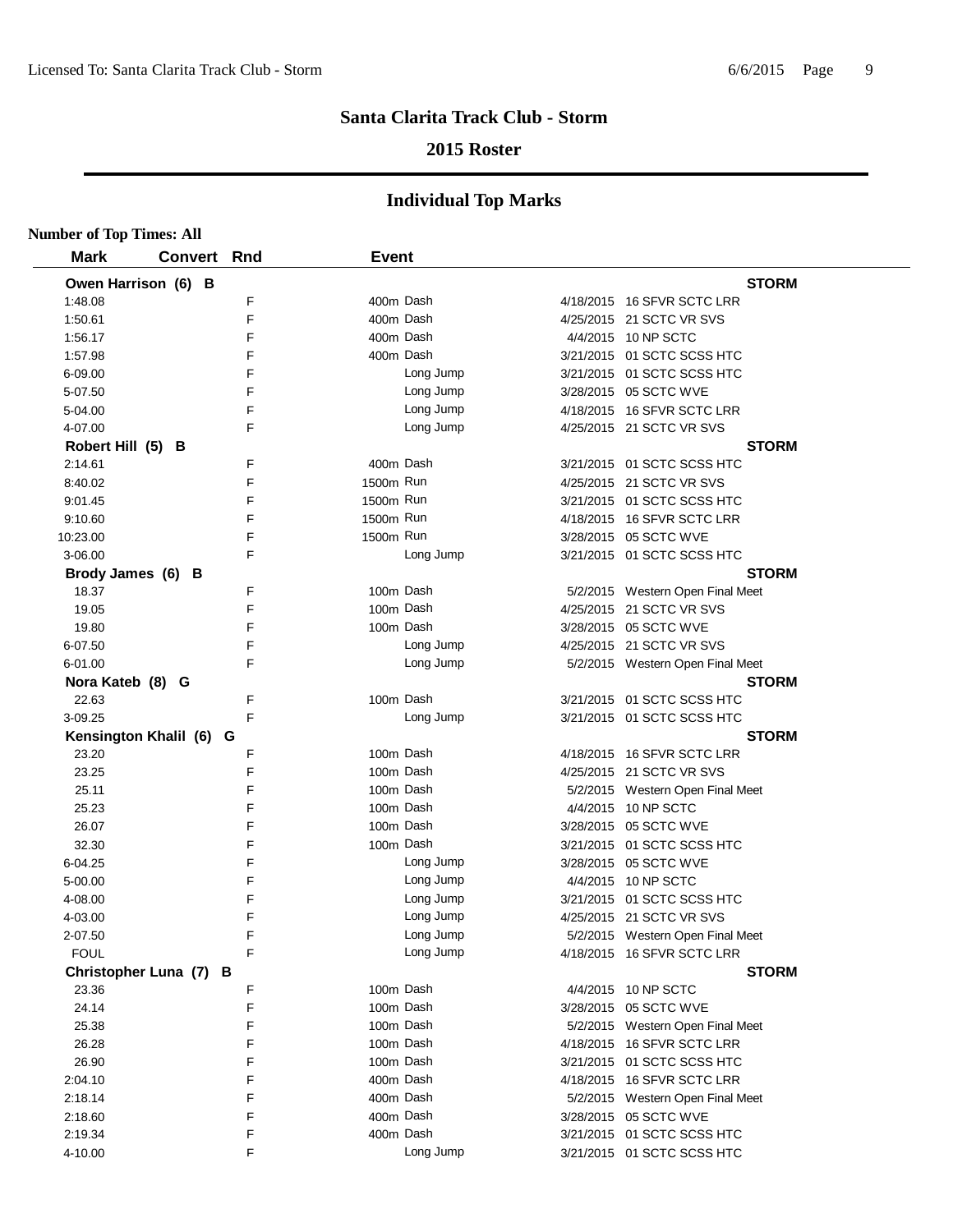# Santa Clarita Track Club - Storm

## 2015 Roster

## Individual Top Marks

**Number of Top Times: All**

| Mark | Convert | Rnd | Event | | |
|---|---|---|---|---|---|
| **Owen Harrison (6) B** | | | | | **STORM** |
| 1:48.08 | | F | 400m Dash | 4/18/2015 | 16 SFVR SCTC LRR |
| 1:50.61 | | F | 400m Dash | 4/25/2015 | 21 SCTC VR SVS |
| 1:56.17 | | F | 400m Dash | 4/4/2015 | 10 NP SCTC |
| 1:57.98 | | F | 400m Dash | 3/21/2015 | 01 SCTC SCSS HTC |
| 6-09.00 | | F | Long Jump | 3/21/2015 | 01 SCTC SCSS HTC |
| 5-07.50 | | F | Long Jump | 3/28/2015 | 05 SCTC WVE |
| 5-04.00 | | F | Long Jump | 4/18/2015 | 16 SFVR SCTC LRR |
| 4-07.00 | | F | Long Jump | 4/25/2015 | 21 SCTC VR SVS |
| **Robert Hill (5) B** | | | | | **STORM** |
| 2:14.61 | | F | 400m Dash | 3/21/2015 | 01 SCTC SCSS HTC |
| 8:40.02 | | F | 1500m Run | 4/25/2015 | 21 SCTC VR SVS |
| 9:01.45 | | F | 1500m Run | 3/21/2015 | 01 SCTC SCSS HTC |
| 9:10.60 | | F | 1500m Run | 4/18/2015 | 16 SFVR SCTC LRR |
| 10:23.00 | | F | 1500m Run | 3/28/2015 | 05 SCTC WVE |
| 3-06.00 | | F | Long Jump | 3/21/2015 | 01 SCTC SCSS HTC |
| **Brody James (6) B** | | | | | **STORM** |
| 18.37 | | F | 100m Dash | 5/2/2015 | Western Open Final Meet |
| 19.05 | | F | 100m Dash | 4/25/2015 | 21 SCTC VR SVS |
| 19.80 | | F | 100m Dash | 3/28/2015 | 05 SCTC WVE |
| 6-07.50 | | F | Long Jump | 4/25/2015 | 21 SCTC VR SVS |
| 6-01.00 | | F | Long Jump | 5/2/2015 | Western Open Final Meet |
| **Nora Kateb (8) G** | | | | | **STORM** |
| 22.63 | | F | 100m Dash | 3/21/2015 | 01 SCTC SCSS HTC |
| 3-09.25 | | F | Long Jump | 3/21/2015 | 01 SCTC SCSS HTC |
| **Kensington Khalil (6) G** | | | | | **STORM** |
| 23.20 | | F | 100m Dash | 4/18/2015 | 16 SFVR SCTC LRR |
| 23.25 | | F | 100m Dash | 4/25/2015 | 21 SCTC VR SVS |
| 25.11 | | F | 100m Dash | 5/2/2015 | Western Open Final Meet |
| 25.23 | | F | 100m Dash | 4/4/2015 | 10 NP SCTC |
| 26.07 | | F | 100m Dash | 3/28/2015 | 05 SCTC WVE |
| 32.30 | | F | 100m Dash | 3/21/2015 | 01 SCTC SCSS HTC |
| 6-04.25 | | F | Long Jump | 3/28/2015 | 05 SCTC WVE |
| 5-00.00 | | F | Long Jump | 4/4/2015 | 10 NP SCTC |
| 4-08.00 | | F | Long Jump | 3/21/2015 | 01 SCTC SCSS HTC |
| 4-03.00 | | F | Long Jump | 4/25/2015 | 21 SCTC VR SVS |
| 2-07.50 | | F | Long Jump | 5/2/2015 | Western Open Final Meet |
| FOUL | | F | Long Jump | 4/18/2015 | 16 SFVR SCTC LRR |
| **Christopher Luna (7) B** | | | | | **STORM** |
| 23.36 | | F | 100m Dash | 4/4/2015 | 10 NP SCTC |
| 24.14 | | F | 100m Dash | 3/28/2015 | 05 SCTC WVE |
| 25.38 | | F | 100m Dash | 5/2/2015 | Western Open Final Meet |
| 26.28 | | F | 100m Dash | 4/18/2015 | 16 SFVR SCTC LRR |
| 26.90 | | F | 100m Dash | 3/21/2015 | 01 SCTC SCSS HTC |
| 2:04.10 | | F | 400m Dash | 4/18/2015 | 16 SFVR SCTC LRR |
| 2:18.14 | | F | 400m Dash | 5/2/2015 | Western Open Final Meet |
| 2:18.60 | | F | 400m Dash | 3/28/2015 | 05 SCTC WVE |
| 2:19.34 | | F | 400m Dash | 3/21/2015 | 01 SCTC SCSS HTC |
| 4-10.00 | | F | Long Jump | 3/21/2015 | 01 SCTC SCSS HTC |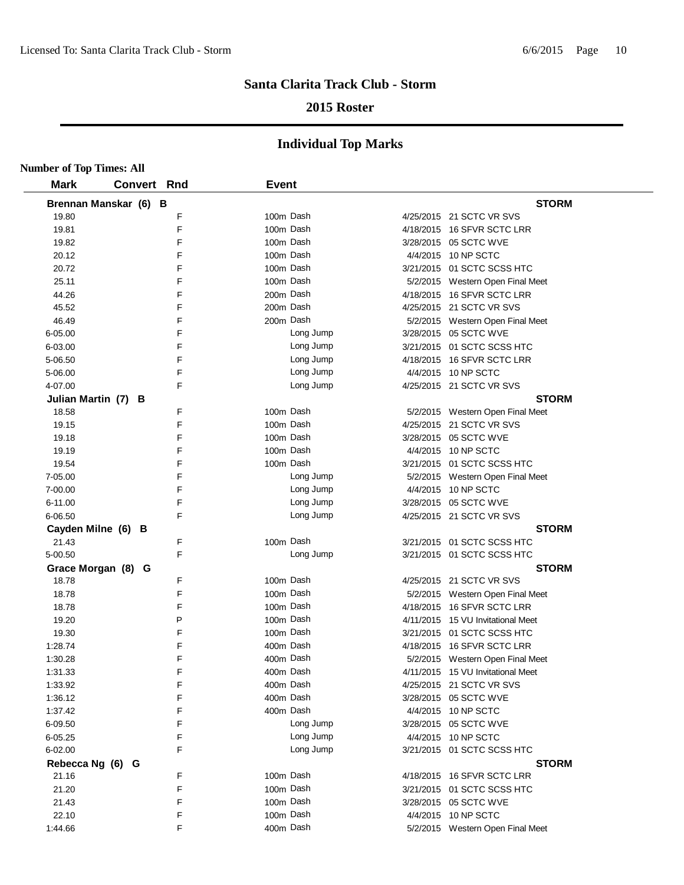# Santa Clarita Track Club - Storm

## 2015 Roster

## Individual Top Marks

**Number of Top Times: All**

| Mark | Convert | Rnd | Event | Date | Meet |
|---|---|---|---|---|---|
| **Brennan Manskar (6) B** | | | | | **STORM** |
| 19.80 | | F | 100m Dash | 4/25/2015 | 21 SCTC VR SVS |
| 19.81 | | F | 100m Dash | 4/18/2015 | 16 SFVR SCTC LRR |
| 19.82 | | F | 100m Dash | 3/28/2015 | 05 SCTC WVE |
| 20.12 | | F | 100m Dash | 4/4/2015 | 10 NP SCTC |
| 20.72 | | F | 100m Dash | 3/21/2015 | 01 SCTC SCSS HTC |
| 25.11 | | F | 100m Dash | 5/2/2015 | Western Open Final Meet |
| 44.26 | | F | 200m Dash | 4/18/2015 | 16 SFVR SCTC LRR |
| 45.52 | | F | 200m Dash | 4/25/2015 | 21 SCTC VR SVS |
| 46.49 | | F | 200m Dash | 5/2/2015 | Western Open Final Meet |
| 6-05.00 | | F | Long Jump | 3/28/2015 | 05 SCTC WVE |
| 6-03.00 | | F | Long Jump | 3/21/2015 | 01 SCTC SCSS HTC |
| 5-06.50 | | F | Long Jump | 4/18/2015 | 16 SFVR SCTC LRR |
| 5-06.00 | | F | Long Jump | 4/4/2015 | 10 NP SCTC |
| 4-07.00 | | F | Long Jump | 4/25/2015 | 21 SCTC VR SVS |
| **Julian Martin (7) B** | | | | | **STORM** |
| 18.58 | | F | 100m Dash | 5/2/2015 | Western Open Final Meet |
| 19.15 | | F | 100m Dash | 4/25/2015 | 21 SCTC VR SVS |
| 19.18 | | F | 100m Dash | 3/28/2015 | 05 SCTC WVE |
| 19.19 | | F | 100m Dash | 4/4/2015 | 10 NP SCTC |
| 19.54 | | F | 100m Dash | 3/21/2015 | 01 SCTC SCSS HTC |
| 7-05.00 | | F | Long Jump | 5/2/2015 | Western Open Final Meet |
| 7-00.00 | | F | Long Jump | 4/4/2015 | 10 NP SCTC |
| 6-11.00 | | F | Long Jump | 3/28/2015 | 05 SCTC WVE |
| 6-06.50 | | F | Long Jump | 4/25/2015 | 21 SCTC VR SVS |
| **Cayden Milne (6) B** | | | | | **STORM** |
| 21.43 | | F | 100m Dash | 3/21/2015 | 01 SCTC SCSS HTC |
| 5-00.50 | | F | Long Jump | 3/21/2015 | 01 SCTC SCSS HTC |
| **Grace Morgan (8) G** | | | | | **STORM** |
| 18.78 | | F | 100m Dash | 4/25/2015 | 21 SCTC VR SVS |
| 18.78 | | F | 100m Dash | 5/2/2015 | Western Open Final Meet |
| 18.78 | | F | 100m Dash | 4/18/2015 | 16 SFVR SCTC LRR |
| 19.20 | | P | 100m Dash | 4/11/2015 | 15 VU Invitational Meet |
| 19.30 | | F | 100m Dash | 3/21/2015 | 01 SCTC SCSS HTC |
| 1:28.74 | | F | 400m Dash | 4/18/2015 | 16 SFVR SCTC LRR |
| 1:30.28 | | F | 400m Dash | 5/2/2015 | Western Open Final Meet |
| 1:31.33 | | F | 400m Dash | 4/11/2015 | 15 VU Invitational Meet |
| 1:33.92 | | F | 400m Dash | 4/25/2015 | 21 SCTC VR SVS |
| 1:36.12 | | F | 400m Dash | 3/28/2015 | 05 SCTC WVE |
| 1:37.42 | | F | 400m Dash | 4/4/2015 | 10 NP SCTC |
| 6-09.50 | | F | Long Jump | 3/28/2015 | 05 SCTC WVE |
| 6-05.25 | | F | Long Jump | 4/4/2015 | 10 NP SCTC |
| 6-02.00 | | F | Long Jump | 3/21/2015 | 01 SCTC SCSS HTC |
| **Rebecca Ng (6) G** | | | | | **STORM** |
| 21.16 | | F | 100m Dash | 4/18/2015 | 16 SFVR SCTC LRR |
| 21.20 | | F | 100m Dash | 3/21/2015 | 01 SCTC SCSS HTC |
| 21.43 | | F | 100m Dash | 3/28/2015 | 05 SCTC WVE |
| 22.10 | | F | 100m Dash | 4/4/2015 | 10 NP SCTC |
| 1:44.66 | | F | 400m Dash | 5/2/2015 | Western Open Final Meet |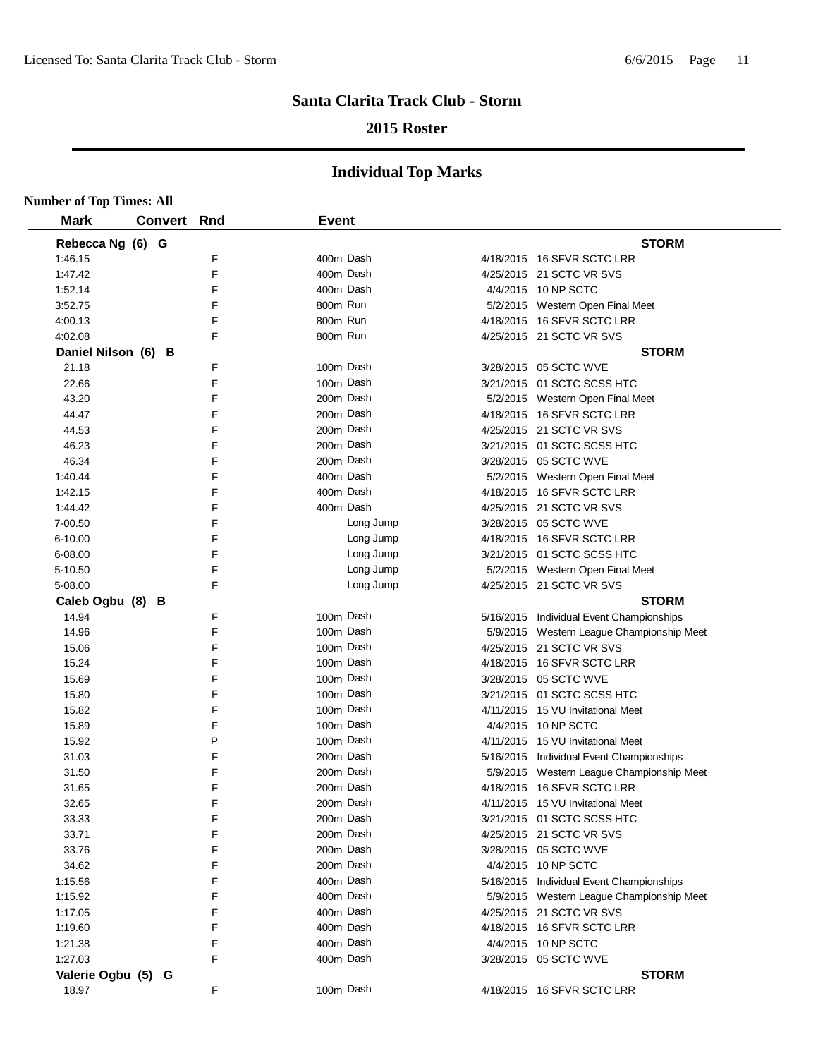# Santa Clarita Track Club - Storm

## 2015 Roster

## Individual Top Marks

**Number of Top Times: All**

| Mark | Convert | Rnd | Event | Date | Meet |
|---|---|---|---|---|---|
| **Rebecca Ng (6) G** | | | | | **STORM** |
| 1:46.15 | | F | 400m Dash | 4/18/2015 | 16 SFVR SCTC LRR |
| 1:47.42 | | F | 400m Dash | 4/25/2015 | 21 SCTC VR SVS |
| 1:52.14 | | F | 400m Dash | 4/4/2015 | 10 NP SCTC |
| 3:52.75 | | F | 800m Run | 5/2/2015 | Western Open Final Meet |
| 4:00.13 | | F | 800m Run | 4/18/2015 | 16 SFVR SCTC LRR |
| 4:02.08 | | F | 800m Run | 4/25/2015 | 21 SCTC VR SVS |
| **Daniel Nilson (6) B** | | | | | **STORM** |
| 21.18 | | F | 100m Dash | 3/28/2015 | 05 SCTC WVE |
| 22.66 | | F | 100m Dash | 3/21/2015 | 01 SCTC SCSS HTC |
| 43.20 | | F | 200m Dash | 5/2/2015 | Western Open Final Meet |
| 44.47 | | F | 200m Dash | 4/18/2015 | 16 SFVR SCTC LRR |
| 44.53 | | F | 200m Dash | 4/25/2015 | 21 SCTC VR SVS |
| 46.23 | | F | 200m Dash | 3/21/2015 | 01 SCTC SCSS HTC |
| 46.34 | | F | 200m Dash | 3/28/2015 | 05 SCTC WVE |
| 1:40.44 | | F | 400m Dash | 5/2/2015 | Western Open Final Meet |
| 1:42.15 | | F | 400m Dash | 4/18/2015 | 16 SFVR SCTC LRR |
| 1:44.42 | | F | 400m Dash | 4/25/2015 | 21 SCTC VR SVS |
| 7-00.50 | | F | Long Jump | 3/28/2015 | 05 SCTC WVE |
| 6-10.00 | | F | Long Jump | 4/18/2015 | 16 SFVR SCTC LRR |
| 6-08.00 | | F | Long Jump | 3/21/2015 | 01 SCTC SCSS HTC |
| 5-10.50 | | F | Long Jump | 5/2/2015 | Western Open Final Meet |
| 5-08.00 | | F | Long Jump | 4/25/2015 | 21 SCTC VR SVS |
| **Caleb Ogbu (8) B** | | | | | **STORM** |
| 14.94 | | F | 100m Dash | 5/16/2015 | Individual Event Championships |
| 14.96 | | F | 100m Dash | 5/9/2015 | Western League Championship Meet |
| 15.06 | | F | 100m Dash | 4/25/2015 | 21 SCTC VR SVS |
| 15.24 | | F | 100m Dash | 4/18/2015 | 16 SFVR SCTC LRR |
| 15.69 | | F | 100m Dash | 3/28/2015 | 05 SCTC WVE |
| 15.80 | | F | 100m Dash | 3/21/2015 | 01 SCTC SCSS HTC |
| 15.82 | | F | 100m Dash | 4/11/2015 | 15 VU Invitational Meet |
| 15.89 | | F | 100m Dash | 4/4/2015 | 10 NP SCTC |
| 15.92 | | P | 100m Dash | 4/11/2015 | 15 VU Invitational Meet |
| 31.03 | | F | 200m Dash | 5/16/2015 | Individual Event Championships |
| 31.50 | | F | 200m Dash | 5/9/2015 | Western League Championship Meet |
| 31.65 | | F | 200m Dash | 4/18/2015 | 16 SFVR SCTC LRR |
| 32.65 | | F | 200m Dash | 4/11/2015 | 15 VU Invitational Meet |
| 33.33 | | F | 200m Dash | 3/21/2015 | 01 SCTC SCSS HTC |
| 33.71 | | F | 200m Dash | 4/25/2015 | 21 SCTC VR SVS |
| 33.76 | | F | 200m Dash | 3/28/2015 | 05 SCTC WVE |
| 34.62 | | F | 200m Dash | 4/4/2015 | 10 NP SCTC |
| 1:15.56 | | F | 400m Dash | 5/16/2015 | Individual Event Championships |
| 1:15.92 | | F | 400m Dash | 5/9/2015 | Western League Championship Meet |
| 1:17.05 | | F | 400m Dash | 4/25/2015 | 21 SCTC VR SVS |
| 1:19.60 | | F | 400m Dash | 4/18/2015 | 16 SFVR SCTC LRR |
| 1:21.38 | | F | 400m Dash | 4/4/2015 | 10 NP SCTC |
| 1:27.03 | | F | 400m Dash | 3/28/2015 | 05 SCTC WVE |
| **Valerie Ogbu (5) G** | | | | | **STORM** |
| 18.97 | | F | 100m Dash | 4/18/2015 | 16 SFVR SCTC LRR |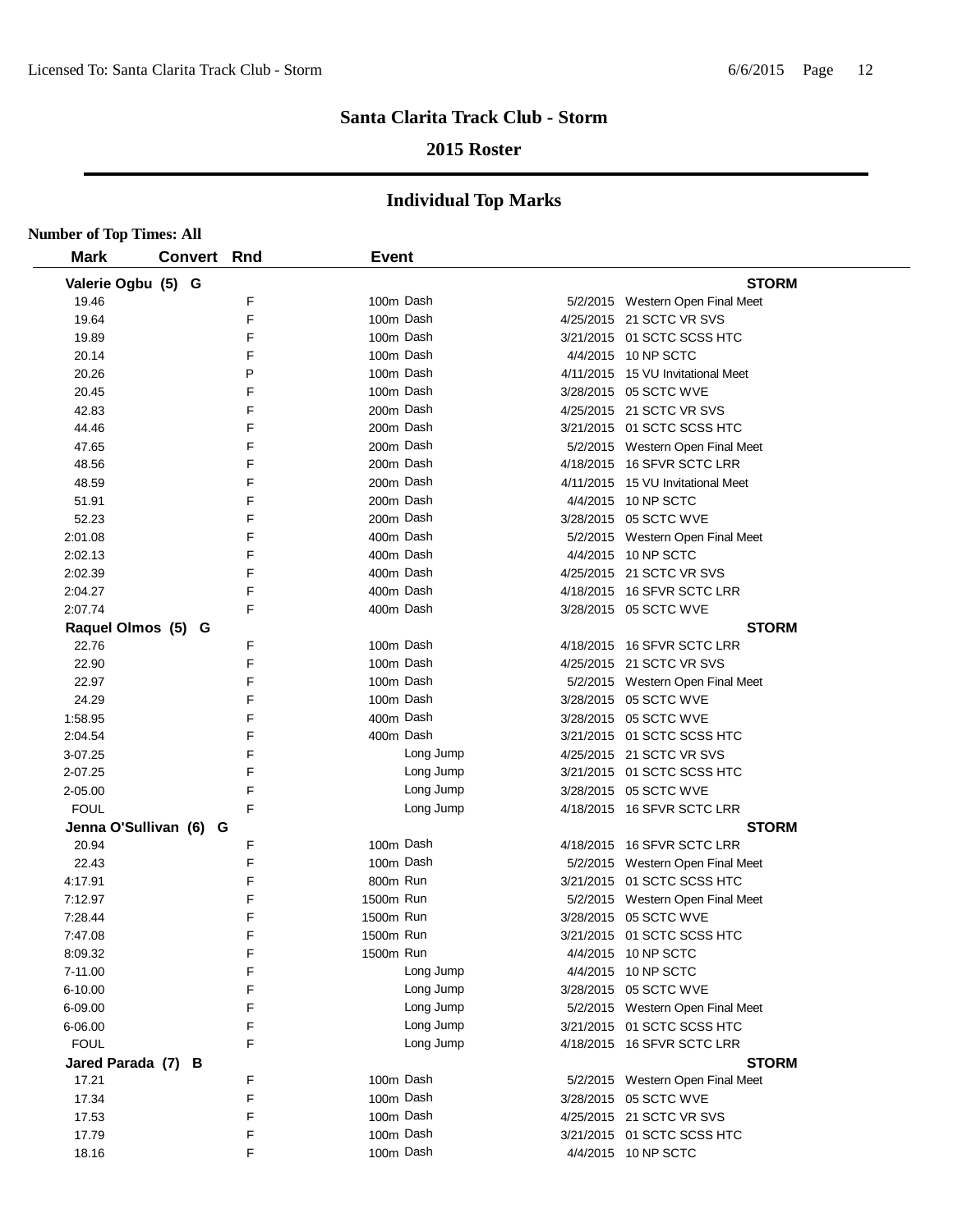# Santa Clarita Track Club - Storm

## 2015 Roster

## Individual Top Marks

**Number of Top Times: All**

| Mark | Convert | Rnd | Event | Date | Meet |
|---|---|---|---|---|---|
| **Valerie Ogbu (5) G** | | | | | **STORM** |
| 19.46 | | F | 100m Dash | 5/2/2015 | Western Open Final Meet |
| 19.64 | | F | 100m Dash | 4/25/2015 | 21 SCTC VR SVS |
| 19.89 | | F | 100m Dash | 3/21/2015 | 01 SCTC SCSS HTC |
| 20.14 | | F | 100m Dash | 4/4/2015 | 10 NP SCTC |
| 20.26 | | P | 100m Dash | 4/11/2015 | 15 VU Invitational Meet |
| 20.45 | | F | 100m Dash | 3/28/2015 | 05 SCTC WVE |
| 42.83 | | F | 200m Dash | 4/25/2015 | 21 SCTC VR SVS |
| 44.46 | | F | 200m Dash | 3/21/2015 | 01 SCTC SCSS HTC |
| 47.65 | | F | 200m Dash | 5/2/2015 | Western Open Final Meet |
| 48.56 | | F | 200m Dash | 4/18/2015 | 16 SFVR SCTC LRR |
| 48.59 | | F | 200m Dash | 4/11/2015 | 15 VU Invitational Meet |
| 51.91 | | F | 200m Dash | 4/4/2015 | 10 NP SCTC |
| 52.23 | | F | 200m Dash | 3/28/2015 | 05 SCTC WVE |
| 2:01.08 | | F | 400m Dash | 5/2/2015 | Western Open Final Meet |
| 2:02.13 | | F | 400m Dash | 4/4/2015 | 10 NP SCTC |
| 2:02.39 | | F | 400m Dash | 4/25/2015 | 21 SCTC VR SVS |
| 2:04.27 | | F | 400m Dash | 4/18/2015 | 16 SFVR SCTC LRR |
| 2:07.74 | | F | 400m Dash | 3/28/2015 | 05 SCTC WVE |
| **Raquel Olmos (5) G** | | | | | **STORM** |
| 22.76 | | F | 100m Dash | 4/18/2015 | 16 SFVR SCTC LRR |
| 22.90 | | F | 100m Dash | 4/25/2015 | 21 SCTC VR SVS |
| 22.97 | | F | 100m Dash | 5/2/2015 | Western Open Final Meet |
| 24.29 | | F | 100m Dash | 3/28/2015 | 05 SCTC WVE |
| 1:58.95 | | F | 400m Dash | 3/28/2015 | 05 SCTC WVE |
| 2:04.54 | | F | 400m Dash | 3/21/2015 | 01 SCTC SCSS HTC |
| 3-07.25 | | F | Long Jump | 4/25/2015 | 21 SCTC VR SVS |
| 2-07.25 | | F | Long Jump | 3/21/2015 | 01 SCTC SCSS HTC |
| 2-05.00 | | F | Long Jump | 3/28/2015 | 05 SCTC WVE |
| FOUL | | F | Long Jump | 4/18/2015 | 16 SFVR SCTC LRR |
| **Jenna O'Sullivan (6) G** | | | | | **STORM** |
| 20.94 | | F | 100m Dash | 4/18/2015 | 16 SFVR SCTC LRR |
| 22.43 | | F | 100m Dash | 5/2/2015 | Western Open Final Meet |
| 4:17.91 | | F | 800m Run | 3/21/2015 | 01 SCTC SCSS HTC |
| 7:12.97 | | F | 1500m Run | 5/2/2015 | Western Open Final Meet |
| 7:28.44 | | F | 1500m Run | 3/28/2015 | 05 SCTC WVE |
| 7:47.08 | | F | 1500m Run | 3/21/2015 | 01 SCTC SCSS HTC |
| 8:09.32 | | F | 1500m Run | 4/4/2015 | 10 NP SCTC |
| 7-11.00 | | F | Long Jump | 4/4/2015 | 10 NP SCTC |
| 6-10.00 | | F | Long Jump | 3/28/2015 | 05 SCTC WVE |
| 6-09.00 | | F | Long Jump | 5/2/2015 | Western Open Final Meet |
| 6-06.00 | | F | Long Jump | 3/21/2015 | 01 SCTC SCSS HTC |
| FOUL | | F | Long Jump | 4/18/2015 | 16 SFVR SCTC LRR |
| **Jared Parada (7) B** | | | | | **STORM** |
| 17.21 | | F | 100m Dash | 5/2/2015 | Western Open Final Meet |
| 17.34 | | F | 100m Dash | 3/28/2015 | 05 SCTC WVE |
| 17.53 | | F | 100m Dash | 4/25/2015 | 21 SCTC VR SVS |
| 17.79 | | F | 100m Dash | 3/21/2015 | 01 SCTC SCSS HTC |
| 18.16 | | F | 100m Dash | 4/4/2015 | 10 NP SCTC |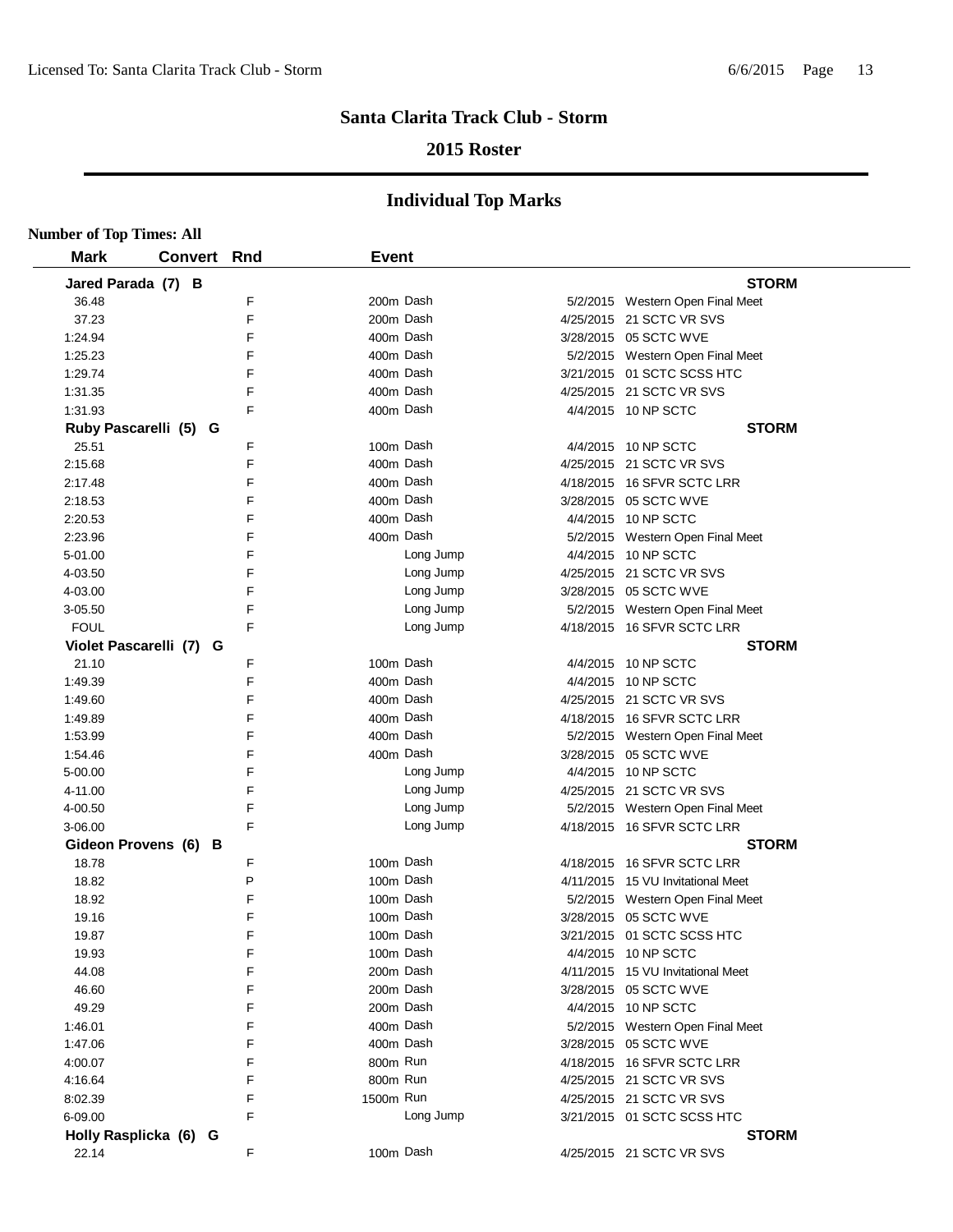# Santa Clarita Track Club - Storm

## 2015 Roster

## Individual Top Marks

**Number of Top Times: All**

| Mark | Convert | Rnd | Event | Date | Meet |
|---|---|---|---|---|---|
| **Jared Parada (7) B** | | | | | **STORM** |
| 36.48 | | F | 200m Dash | 5/2/2015 | Western Open Final Meet |
| 37.23 | | F | 200m Dash | 4/25/2015 | 21 SCTC VR SVS |
| 1:24.94 | | F | 400m Dash | 3/28/2015 | 05 SCTC WVE |
| 1:25.23 | | F | 400m Dash | 5/2/2015 | Western Open Final Meet |
| 1:29.74 | | F | 400m Dash | 3/21/2015 | 01 SCTC SCSS HTC |
| 1:31.35 | | F | 400m Dash | 4/25/2015 | 21 SCTC VR SVS |
| 1:31.93 | | F | 400m Dash | 4/4/2015 | 10 NP SCTC |
| **Ruby Pascarelli (5) G** | | | | | **STORM** |
| 25.51 | | F | 100m Dash | 4/4/2015 | 10 NP SCTC |
| 2:15.68 | | F | 400m Dash | 4/25/2015 | 21 SCTC VR SVS |
| 2:17.48 | | F | 400m Dash | 4/18/2015 | 16 SFVR SCTC LRR |
| 2:18.53 | | F | 400m Dash | 3/28/2015 | 05 SCTC WVE |
| 2:20.53 | | F | 400m Dash | 4/4/2015 | 10 NP SCTC |
| 2:23.96 | | F | 400m Dash | 5/2/2015 | Western Open Final Meet |
| 5-01.00 | | F | Long Jump | 4/4/2015 | 10 NP SCTC |
| 4-03.50 | | F | Long Jump | 4/25/2015 | 21 SCTC VR SVS |
| 4-03.00 | | F | Long Jump | 3/28/2015 | 05 SCTC WVE |
| 3-05.50 | | F | Long Jump | 5/2/2015 | Western Open Final Meet |
| FOUL | | F | Long Jump | 4/18/2015 | 16 SFVR SCTC LRR |
| **Violet Pascarelli (7) G** | | | | | **STORM** |
| 21.10 | | F | 100m Dash | 4/4/2015 | 10 NP SCTC |
| 1:49.39 | | F | 400m Dash | 4/4/2015 | 10 NP SCTC |
| 1:49.60 | | F | 400m Dash | 4/25/2015 | 21 SCTC VR SVS |
| 1:49.89 | | F | 400m Dash | 4/18/2015 | 16 SFVR SCTC LRR |
| 1:53.99 | | F | 400m Dash | 5/2/2015 | Western Open Final Meet |
| 1:54.46 | | F | 400m Dash | 3/28/2015 | 05 SCTC WVE |
| 5-00.00 | | F | Long Jump | 4/4/2015 | 10 NP SCTC |
| 4-11.00 | | F | Long Jump | 4/25/2015 | 21 SCTC VR SVS |
| 4-00.50 | | F | Long Jump | 5/2/2015 | Western Open Final Meet |
| 3-06.00 | | F | Long Jump | 4/18/2015 | 16 SFVR SCTC LRR |
| **Gideon Provens (6) B** | | | | | **STORM** |
| 18.78 | | F | 100m Dash | 4/18/2015 | 16 SFVR SCTC LRR |
| 18.82 | | P | 100m Dash | 4/11/2015 | 15 VU Invitational Meet |
| 18.92 | | F | 100m Dash | 5/2/2015 | Western Open Final Meet |
| 19.16 | | F | 100m Dash | 3/28/2015 | 05 SCTC WVE |
| 19.87 | | F | 100m Dash | 3/21/2015 | 01 SCTC SCSS HTC |
| 19.93 | | F | 100m Dash | 4/4/2015 | 10 NP SCTC |
| 44.08 | | F | 200m Dash | 4/11/2015 | 15 VU Invitational Meet |
| 46.60 | | F | 200m Dash | 3/28/2015 | 05 SCTC WVE |
| 49.29 | | F | 200m Dash | 4/4/2015 | 10 NP SCTC |
| 1:46.01 | | F | 400m Dash | 5/2/2015 | Western Open Final Meet |
| 1:47.06 | | F | 400m Dash | 3/28/2015 | 05 SCTC WVE |
| 4:00.07 | | F | 800m Run | 4/18/2015 | 16 SFVR SCTC LRR |
| 4:16.64 | | F | 800m Run | 4/25/2015 | 21 SCTC VR SVS |
| 8:02.39 | | F | 1500m Run | 4/25/2015 | 21 SCTC VR SVS |
| 6-09.00 | | F | Long Jump | 3/21/2015 | 01 SCTC SCSS HTC |
| **Holly Rasplicka (6) G** | | | | | **STORM** |
| 22.14 | | F | 100m Dash | 4/25/2015 | 21 SCTC VR SVS |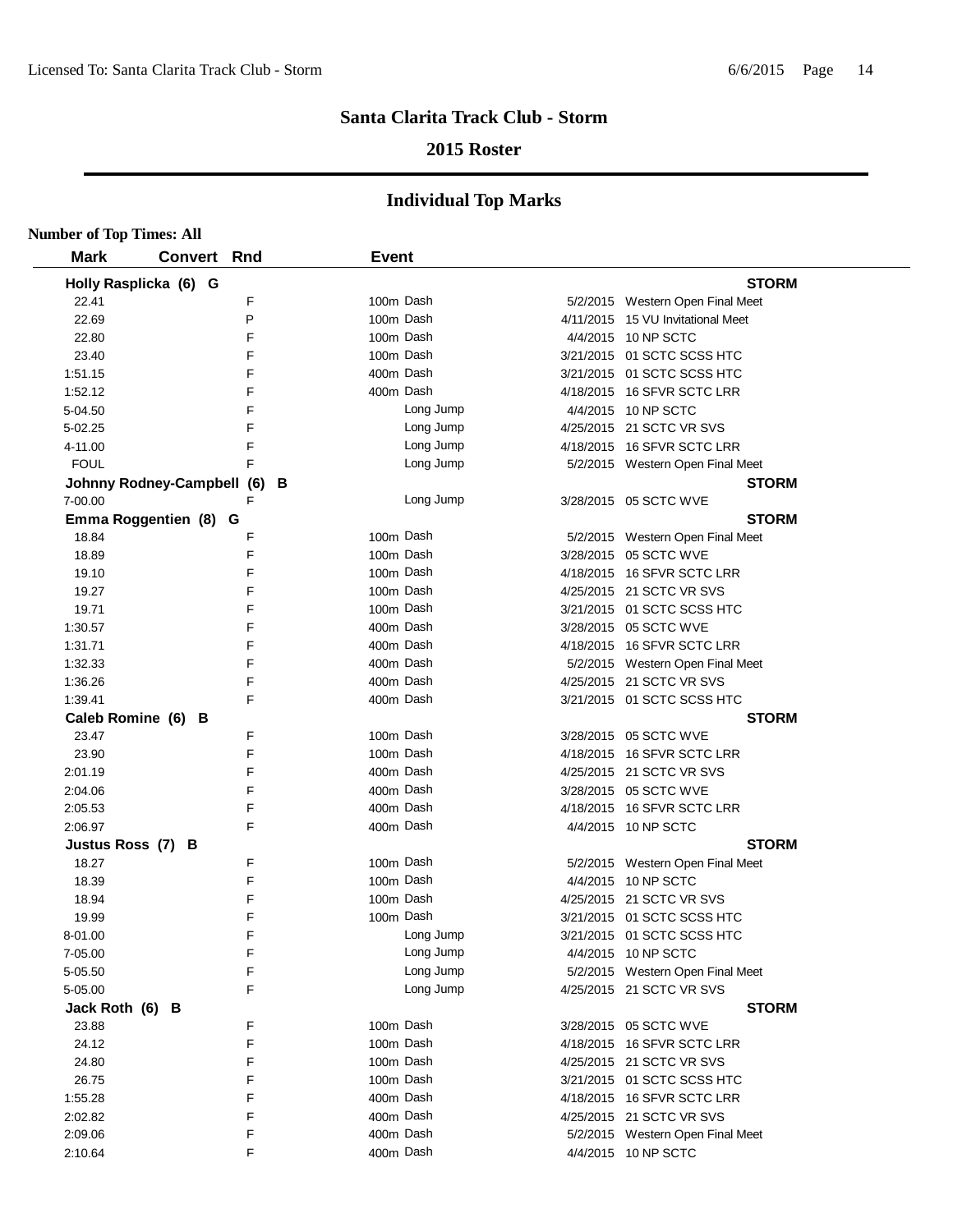# Santa Clarita Track Club - Storm

## 2015 Roster

## Individual Top Marks

**Number of Top Times: All**

| Mark | Convert | Rnd | Event | Date | Meet |
|---|---|---|---|---|---|
| **Holly Rasplicka (6) G** | | | | | **STORM** |
| 22.41 | | F | 100m Dash | 5/2/2015 | Western Open Final Meet |
| 22.69 | | P | 100m Dash | 4/11/2015 | 15 VU Invitational Meet |
| 22.80 | | F | 100m Dash | 4/4/2015 | 10 NP SCTC |
| 23.40 | | F | 100m Dash | 3/21/2015 | 01 SCTC SCSS HTC |
| 1:51.15 | | F | 400m Dash | 3/21/2015 | 01 SCTC SCSS HTC |
| 1:52.12 | | F | 400m Dash | 4/18/2015 | 16 SFVR SCTC LRR |
| 5-04.50 | | F | Long Jump | 4/4/2015 | 10 NP SCTC |
| 5-02.25 | | F | Long Jump | 4/25/2015 | 21 SCTC VR SVS |
| 4-11.00 | | F | Long Jump | 4/18/2015 | 16 SFVR SCTC LRR |
| FOUL | | F | Long Jump | 5/2/2015 | Western Open Final Meet |
| **Johnny Rodney-Campbell (6) B** | | | | | **STORM** |
| 7-00.00 | | F | Long Jump | 3/28/2015 | 05 SCTC WVE |
| **Emma Roggentien (8) G** | | | | | **STORM** |
| 18.84 | | F | 100m Dash | 5/2/2015 | Western Open Final Meet |
| 18.89 | | F | 100m Dash | 3/28/2015 | 05 SCTC WVE |
| 19.10 | | F | 100m Dash | 4/18/2015 | 16 SFVR SCTC LRR |
| 19.27 | | F | 100m Dash | 4/25/2015 | 21 SCTC VR SVS |
| 19.71 | | F | 100m Dash | 3/21/2015 | 01 SCTC SCSS HTC |
| 1:30.57 | | F | 400m Dash | 3/28/2015 | 05 SCTC WVE |
| 1:31.71 | | F | 400m Dash | 4/18/2015 | 16 SFVR SCTC LRR |
| 1:32.33 | | F | 400m Dash | 5/2/2015 | Western Open Final Meet |
| 1:36.26 | | F | 400m Dash | 4/25/2015 | 21 SCTC VR SVS |
| 1:39.41 | | F | 400m Dash | 3/21/2015 | 01 SCTC SCSS HTC |
| **Caleb Romine (6) B** | | | | | **STORM** |
| 23.47 | | F | 100m Dash | 3/28/2015 | 05 SCTC WVE |
| 23.90 | | F | 100m Dash | 4/18/2015 | 16 SFVR SCTC LRR |
| 2:01.19 | | F | 400m Dash | 4/25/2015 | 21 SCTC VR SVS |
| 2:04.06 | | F | 400m Dash | 3/28/2015 | 05 SCTC WVE |
| 2:05.53 | | F | 400m Dash | 4/18/2015 | 16 SFVR SCTC LRR |
| 2:06.97 | | F | 400m Dash | 4/4/2015 | 10 NP SCTC |
| **Justus Ross (7) B** | | | | | **STORM** |
| 18.27 | | F | 100m Dash | 5/2/2015 | Western Open Final Meet |
| 18.39 | | F | 100m Dash | 4/4/2015 | 10 NP SCTC |
| 18.94 | | F | 100m Dash | 4/25/2015 | 21 SCTC VR SVS |
| 19.99 | | F | 100m Dash | 3/21/2015 | 01 SCTC SCSS HTC |
| 8-01.00 | | F | Long Jump | 3/21/2015 | 01 SCTC SCSS HTC |
| 7-05.00 | | F | Long Jump | 4/4/2015 | 10 NP SCTC |
| 5-05.50 | | F | Long Jump | 5/2/2015 | Western Open Final Meet |
| 5-05.00 | | F | Long Jump | 4/25/2015 | 21 SCTC VR SVS |
| **Jack Roth (6) B** | | | | | **STORM** |
| 23.88 | | F | 100m Dash | 3/28/2015 | 05 SCTC WVE |
| 24.12 | | F | 100m Dash | 4/18/2015 | 16 SFVR SCTC LRR |
| 24.80 | | F | 100m Dash | 4/25/2015 | 21 SCTC VR SVS |
| 26.75 | | F | 100m Dash | 3/21/2015 | 01 SCTC SCSS HTC |
| 1:55.28 | | F | 400m Dash | 4/18/2015 | 16 SFVR SCTC LRR |
| 2:02.82 | | F | 400m Dash | 4/25/2015 | 21 SCTC VR SVS |
| 2:09.06 | | F | 400m Dash | 5/2/2015 | Western Open Final Meet |
| 2:10.64 | | F | 400m Dash | 4/4/2015 | 10 NP SCTC |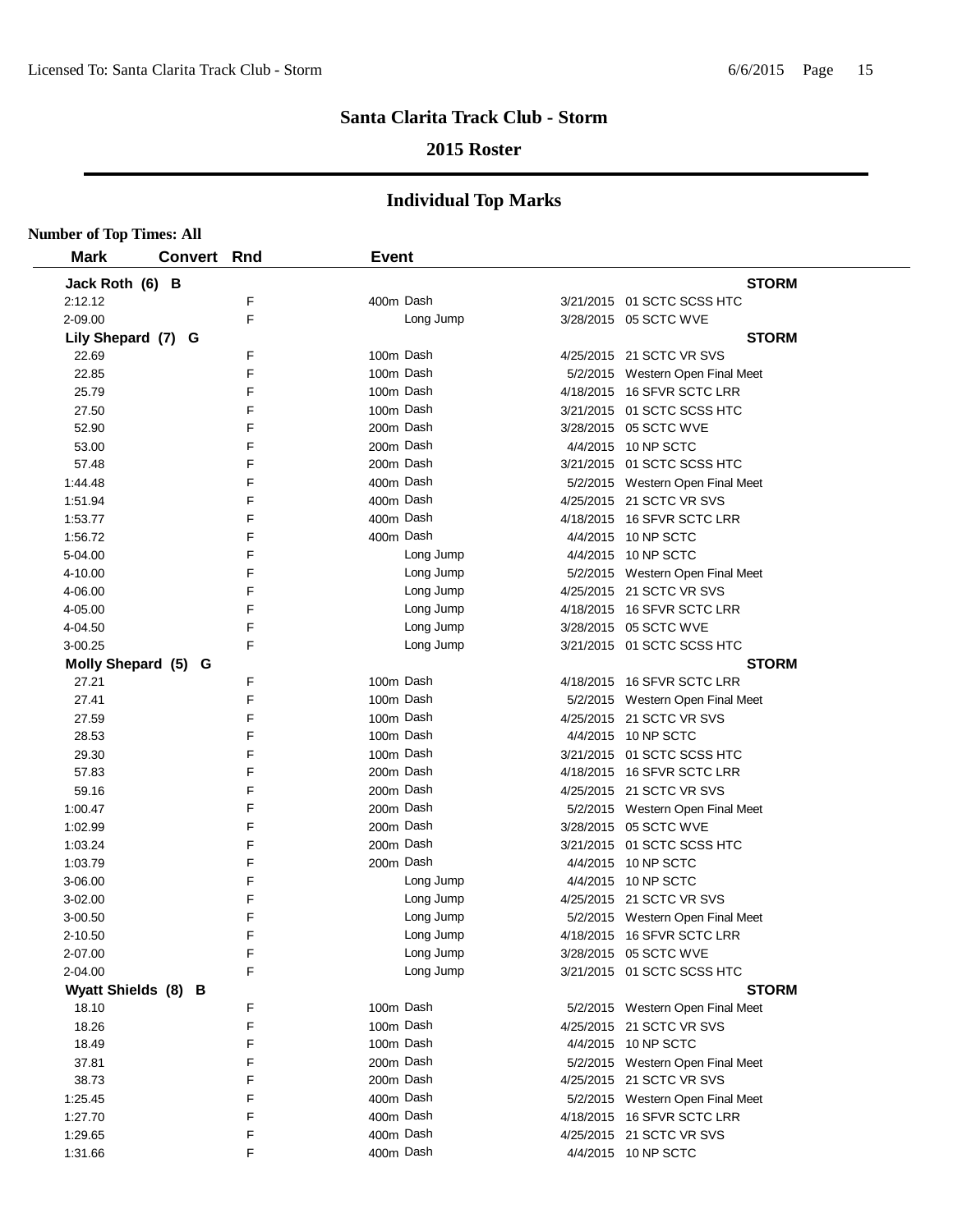# Santa Clarita Track Club - Storm

## 2015 Roster

## Individual Top Marks

**Number of Top Times: All**

| Mark | Convert | Rnd | Event | Date | Meet |
|---|---|---|---|---|---|
| **Jack Roth (6) B** | | | | | **STORM** |
| 2:12.12 | | F | 400m Dash | 3/21/2015 | 01 SCTC SCSS HTC |
| 2-09.00 | | F | Long Jump | 3/28/2015 | 05 SCTC WVE |
| **Lily Shepard (7) G** | | | | | **STORM** |
| 22.69 | | F | 100m Dash | 4/25/2015 | 21 SCTC VR SVS |
| 22.85 | | F | 100m Dash | 5/2/2015 | Western Open Final Meet |
| 25.79 | | F | 100m Dash | 4/18/2015 | 16 SFVR SCTC LRR |
| 27.50 | | F | 100m Dash | 3/21/2015 | 01 SCTC SCSS HTC |
| 52.90 | | F | 200m Dash | 3/28/2015 | 05 SCTC WVE |
| 53.00 | | F | 200m Dash | 4/4/2015 | 10 NP SCTC |
| 57.48 | | F | 200m Dash | 3/21/2015 | 01 SCTC SCSS HTC |
| 1:44.48 | | F | 400m Dash | 5/2/2015 | Western Open Final Meet |
| 1:51.94 | | F | 400m Dash | 4/25/2015 | 21 SCTC VR SVS |
| 1:53.77 | | F | 400m Dash | 4/18/2015 | 16 SFVR SCTC LRR |
| 1:56.72 | | F | 400m Dash | 4/4/2015 | 10 NP SCTC |
| 5-04.00 | | F | Long Jump | 4/4/2015 | 10 NP SCTC |
| 4-10.00 | | F | Long Jump | 5/2/2015 | Western Open Final Meet |
| 4-06.00 | | F | Long Jump | 4/25/2015 | 21 SCTC VR SVS |
| 4-05.00 | | F | Long Jump | 4/18/2015 | 16 SFVR SCTC LRR |
| 4-04.50 | | F | Long Jump | 3/28/2015 | 05 SCTC WVE |
| 3-00.25 | | F | Long Jump | 3/21/2015 | 01 SCTC SCSS HTC |
| **Molly Shepard (5) G** | | | | | **STORM** |
| 27.21 | | F | 100m Dash | 4/18/2015 | 16 SFVR SCTC LRR |
| 27.41 | | F | 100m Dash | 5/2/2015 | Western Open Final Meet |
| 27.59 | | F | 100m Dash | 4/25/2015 | 21 SCTC VR SVS |
| 28.53 | | F | 100m Dash | 4/4/2015 | 10 NP SCTC |
| 29.30 | | F | 100m Dash | 3/21/2015 | 01 SCTC SCSS HTC |
| 57.83 | | F | 200m Dash | 4/18/2015 | 16 SFVR SCTC LRR |
| 59.16 | | F | 200m Dash | 4/25/2015 | 21 SCTC VR SVS |
| 1:00.47 | | F | 200m Dash | 5/2/2015 | Western Open Final Meet |
| 1:02.99 | | F | 200m Dash | 3/28/2015 | 05 SCTC WVE |
| 1:03.24 | | F | 200m Dash | 3/21/2015 | 01 SCTC SCSS HTC |
| 1:03.79 | | F | 200m Dash | 4/4/2015 | 10 NP SCTC |
| 3-06.00 | | F | Long Jump | 4/4/2015 | 10 NP SCTC |
| 3-02.00 | | F | Long Jump | 4/25/2015 | 21 SCTC VR SVS |
| 3-00.50 | | F | Long Jump | 5/2/2015 | Western Open Final Meet |
| 2-10.50 | | F | Long Jump | 4/18/2015 | 16 SFVR SCTC LRR |
| 2-07.00 | | F | Long Jump | 3/28/2015 | 05 SCTC WVE |
| 2-04.00 | | F | Long Jump | 3/21/2015 | 01 SCTC SCSS HTC |
| **Wyatt Shields (8) B** | | | | | **STORM** |
| 18.10 | | F | 100m Dash | 5/2/2015 | Western Open Final Meet |
| 18.26 | | F | 100m Dash | 4/25/2015 | 21 SCTC VR SVS |
| 18.49 | | F | 100m Dash | 4/4/2015 | 10 NP SCTC |
| 37.81 | | F | 200m Dash | 5/2/2015 | Western Open Final Meet |
| 38.73 | | F | 200m Dash | 4/25/2015 | 21 SCTC VR SVS |
| 1:25.45 | | F | 400m Dash | 5/2/2015 | Western Open Final Meet |
| 1:27.70 | | F | 400m Dash | 4/18/2015 | 16 SFVR SCTC LRR |
| 1:29.65 | | F | 400m Dash | 4/25/2015 | 21 SCTC VR SVS |
| 1:31.66 | | F | 400m Dash | 4/4/2015 | 10 NP SCTC |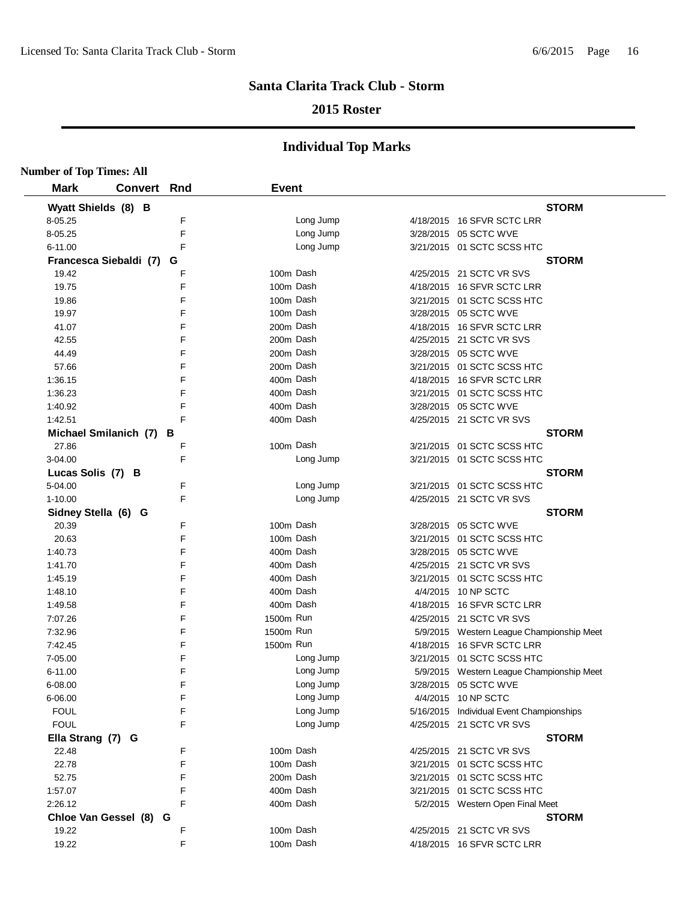## Santa Clarita Track Club - Storm

### 2015 Roster

## Individual Top Marks

**Number of Top Times: All**

| Mark | Convert | Rnd | Event | Date | Meet |
|---|---|---|---|---|---|
| **Wyatt Shields (8) B** | | | | | **STORM** |
| 8-05.25 | | F | Long Jump | 4/18/2015 | 16 SFVR SCTC LRR |
| 8-05.25 | | F | Long Jump | 3/28/2015 | 05 SCTC WVE |
| 6-11.00 | | F | Long Jump | 3/21/2015 | 01 SCTC SCSS HTC |
| **Francesca Siebaldi (7) G** | | | | | **STORM** |
| 19.42 | | F | 100m Dash | 4/25/2015 | 21 SCTC VR SVS |
| 19.75 | | F | 100m Dash | 4/18/2015 | 16 SFVR SCTC LRR |
| 19.86 | | F | 100m Dash | 3/21/2015 | 01 SCTC SCSS HTC |
| 19.97 | | F | 100m Dash | 3/28/2015 | 05 SCTC WVE |
| 41.07 | | F | 200m Dash | 4/18/2015 | 16 SFVR SCTC LRR |
| 42.55 | | F | 200m Dash | 4/25/2015 | 21 SCTC VR SVS |
| 44.49 | | F | 200m Dash | 3/28/2015 | 05 SCTC WVE |
| 57.66 | | F | 200m Dash | 3/21/2015 | 01 SCTC SCSS HTC |
| 1:36.15 | | F | 400m Dash | 4/18/2015 | 16 SFVR SCTC LRR |
| 1:36.23 | | F | 400m Dash | 3/21/2015 | 01 SCTC SCSS HTC |
| 1:40.92 | | F | 400m Dash | 3/28/2015 | 05 SCTC WVE |
| 1:42.51 | | F | 400m Dash | 4/25/2015 | 21 SCTC VR SVS |
| **Michael Smilanich (7) B** | | | | | **STORM** |
| 27.86 | | F | 100m Dash | 3/21/2015 | 01 SCTC SCSS HTC |
| 3-04.00 | | F | Long Jump | 3/21/2015 | 01 SCTC SCSS HTC |
| **Lucas Solis (7) B** | | | | | **STORM** |
| 5-04.00 | | F | Long Jump | 3/21/2015 | 01 SCTC SCSS HTC |
| 1-10.00 | | F | Long Jump | 4/25/2015 | 21 SCTC VR SVS |
| **Sidney Stella (6) G** | | | | | **STORM** |
| 20.39 | | F | 100m Dash | 3/28/2015 | 05 SCTC WVE |
| 20.63 | | F | 100m Dash | 3/21/2015 | 01 SCTC SCSS HTC |
| 1:40.73 | | F | 400m Dash | 3/28/2015 | 05 SCTC WVE |
| 1:41.70 | | F | 400m Dash | 4/25/2015 | 21 SCTC VR SVS |
| 1:45.19 | | F | 400m Dash | 3/21/2015 | 01 SCTC SCSS HTC |
| 1:48.10 | | F | 400m Dash | 4/4/2015 | 10 NP SCTC |
| 1:49.58 | | F | 400m Dash | 4/18/2015 | 16 SFVR SCTC LRR |
| 7:07.26 | | F | 1500m Run | 4/25/2015 | 21 SCTC VR SVS |
| 7:32.96 | | F | 1500m Run | 5/9/2015 | Western League Championship Meet |
| 7:42.45 | | F | 1500m Run | 4/18/2015 | 16 SFVR SCTC LRR |
| 7-05.00 | | F | Long Jump | 3/21/2015 | 01 SCTC SCSS HTC |
| 6-11.00 | | F | Long Jump | 5/9/2015 | Western League Championship Meet |
| 6-08.00 | | F | Long Jump | 3/28/2015 | 05 SCTC WVE |
| 6-06.00 | | F | Long Jump | 4/4/2015 | 10 NP SCTC |
| FOUL | | F | Long Jump | 5/16/2015 | Individual Event Championships |
| FOUL | | F | Long Jump | 4/25/2015 | 21 SCTC VR SVS |
| **Ella Strang (7) G** | | | | | **STORM** |
| 22.48 | | F | 100m Dash | 4/25/2015 | 21 SCTC VR SVS |
| 22.78 | | F | 100m Dash | 3/21/2015 | 01 SCTC SCSS HTC |
| 52.75 | | F | 200m Dash | 3/21/2015 | 01 SCTC SCSS HTC |
| 1:57.07 | | F | 400m Dash | 3/21/2015 | 01 SCTC SCSS HTC |
| 2:26.12 | | F | 400m Dash | 5/2/2015 | Western Open Final Meet |
| **Chloe Van Gessel (8) G** | | | | | **STORM** |
| 19.22 | | F | 100m Dash | 4/25/2015 | 21 SCTC VR SVS |
| 19.22 | | F | 100m Dash | 4/18/2015 | 16 SFVR SCTC LRR |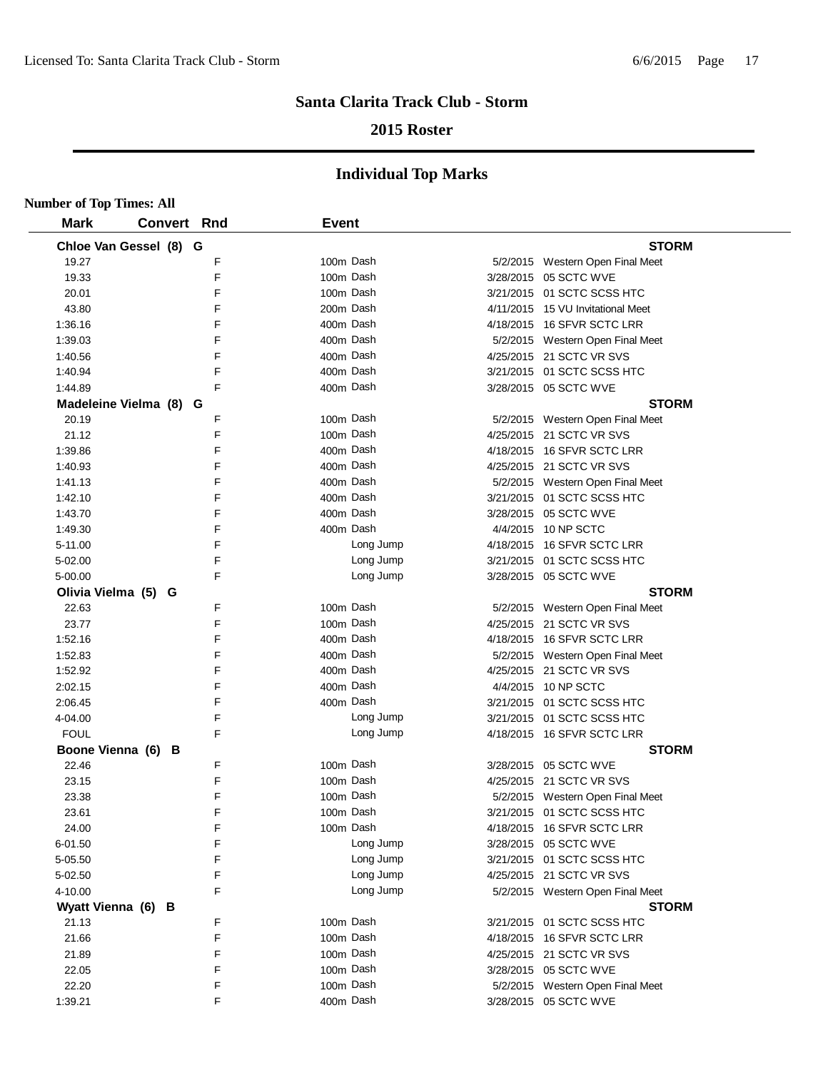# Santa Clarita Track Club - Storm

## 2015 Roster

### Individual Top Marks

**Number of Top Times: All**

| Mark | Convert | Rnd | Event | Date | Meet |
|---|---|---|---|---|---|
| **Chloe Van Gessel (8) G** | | | | | **STORM** |
| 19.27 | | F | 100m Dash | 5/2/2015 | Western Open Final Meet |
| 19.33 | | F | 100m Dash | 3/28/2015 | 05 SCTC WVE |
| 20.01 | | F | 100m Dash | 3/21/2015 | 01 SCTC SCSS HTC |
| 43.80 | | F | 200m Dash | 4/11/2015 | 15 VU Invitational Meet |
| 1:36.16 | | F | 400m Dash | 4/18/2015 | 16 SFVR SCTC LRR |
| 1:39.03 | | F | 400m Dash | 5/2/2015 | Western Open Final Meet |
| 1:40.56 | | F | 400m Dash | 4/25/2015 | 21 SCTC VR SVS |
| 1:40.94 | | F | 400m Dash | 3/21/2015 | 01 SCTC SCSS HTC |
| 1:44.89 | | F | 400m Dash | 3/28/2015 | 05 SCTC WVE |
| **Madeleine Vielma (8) G** | | | | | **STORM** |
| 20.19 | | F | 100m Dash | 5/2/2015 | Western Open Final Meet |
| 21.12 | | F | 100m Dash | 4/25/2015 | 21 SCTC VR SVS |
| 1:39.86 | | F | 400m Dash | 4/18/2015 | 16 SFVR SCTC LRR |
| 1:40.93 | | F | 400m Dash | 4/25/2015 | 21 SCTC VR SVS |
| 1:41.13 | | F | 400m Dash | 5/2/2015 | Western Open Final Meet |
| 1:42.10 | | F | 400m Dash | 3/21/2015 | 01 SCTC SCSS HTC |
| 1:43.70 | | F | 400m Dash | 3/28/2015 | 05 SCTC WVE |
| 1:49.30 | | F | 400m Dash | 4/4/2015 | 10 NP SCTC |
| 5-11.00 | | F | Long Jump | 4/18/2015 | 16 SFVR SCTC LRR |
| 5-02.00 | | F | Long Jump | 3/21/2015 | 01 SCTC SCSS HTC |
| 5-00.00 | | F | Long Jump | 3/28/2015 | 05 SCTC WVE |
| **Olivia Vielma (5) G** | | | | | **STORM** |
| 22.63 | | F | 100m Dash | 5/2/2015 | Western Open Final Meet |
| 23.77 | | F | 100m Dash | 4/25/2015 | 21 SCTC VR SVS |
| 1:52.16 | | F | 400m Dash | 4/18/2015 | 16 SFVR SCTC LRR |
| 1:52.83 | | F | 400m Dash | 5/2/2015 | Western Open Final Meet |
| 1:52.92 | | F | 400m Dash | 4/25/2015 | 21 SCTC VR SVS |
| 2:02.15 | | F | 400m Dash | 4/4/2015 | 10 NP SCTC |
| 2:06.45 | | F | 400m Dash | 3/21/2015 | 01 SCTC SCSS HTC |
| 4-04.00 | | F | Long Jump | 3/21/2015 | 01 SCTC SCSS HTC |
| FOUL | | F | Long Jump | 4/18/2015 | 16 SFVR SCTC LRR |
| **Boone Vienna (6) B** | | | | | **STORM** |
| 22.46 | | F | 100m Dash | 3/28/2015 | 05 SCTC WVE |
| 23.15 | | F | 100m Dash | 4/25/2015 | 21 SCTC VR SVS |
| 23.38 | | F | 100m Dash | 5/2/2015 | Western Open Final Meet |
| 23.61 | | F | 100m Dash | 3/21/2015 | 01 SCTC SCSS HTC |
| 24.00 | | F | 100m Dash | 4/18/2015 | 16 SFVR SCTC LRR |
| 6-01.50 | | F | Long Jump | 3/28/2015 | 05 SCTC WVE |
| 5-05.50 | | F | Long Jump | 3/21/2015 | 01 SCTC SCSS HTC |
| 5-02.50 | | F | Long Jump | 4/25/2015 | 21 SCTC VR SVS |
| 4-10.00 | | F | Long Jump | 5/2/2015 | Western Open Final Meet |
| **Wyatt Vienna (6) B** | | | | | **STORM** |
| 21.13 | | F | 100m Dash | 3/21/2015 | 01 SCTC SCSS HTC |
| 21.66 | | F | 100m Dash | 4/18/2015 | 16 SFVR SCTC LRR |
| 21.89 | | F | 100m Dash | 4/25/2015 | 21 SCTC VR SVS |
| 22.05 | | F | 100m Dash | 3/28/2015 | 05 SCTC WVE |
| 22.20 | | F | 100m Dash | 5/2/2015 | Western Open Final Meet |
| 1:39.21 | | F | 400m Dash | 3/28/2015 | 05 SCTC WVE |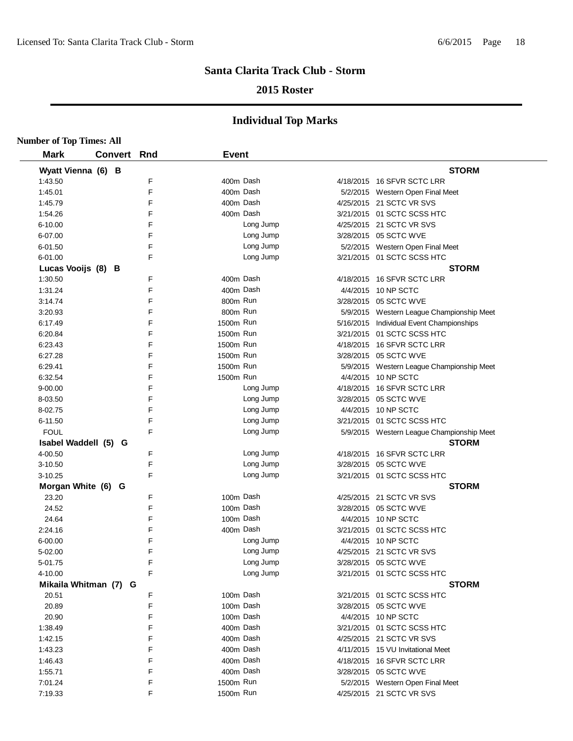# Santa Clarita Track Club - Storm

## 2015 Roster

## Individual Top Marks

**Number of Top Times: All**

| Mark | Convert | Rnd | Event | | Date | Meet |
|---|---|---|---|---|---|---|
| **Wyatt Vienna (6) B** | | | | | | **STORM** |
| 1:43.50 | | F | 400m | Dash | 4/18/2015 | 16 SFVR SCTC LRR |
| 1:45.01 | | F | 400m | Dash | 5/2/2015 | Western Open Final Meet |
| 1:45.79 | | F | 400m | Dash | 4/25/2015 | 21 SCTC VR SVS |
| 1:54.26 | | F | 400m | Dash | 3/21/2015 | 01 SCTC SCSS HTC |
| 6-10.00 | | F | | Long Jump | 4/25/2015 | 21 SCTC VR SVS |
| 6-07.00 | | F | | Long Jump | 3/28/2015 | 05 SCTC WVE |
| 6-01.50 | | F | | Long Jump | 5/2/2015 | Western Open Final Meet |
| 6-01.00 | | F | | Long Jump | 3/21/2015 | 01 SCTC SCSS HTC |
| **Lucas Vooijs (8) B** | | | | | | **STORM** |
| 1:30.50 | | F | 400m | Dash | 4/18/2015 | 16 SFVR SCTC LRR |
| 1:31.24 | | F | 400m | Dash | 4/4/2015 | 10 NP SCTC |
| 3:14.74 | | F | 800m | Run | 3/28/2015 | 05 SCTC WVE |
| 3:20.93 | | F | 800m | Run | 5/9/2015 | Western League Championship Meet |
| 6:17.49 | | F | 1500m | Run | 5/16/2015 | Individual Event Championships |
| 6:20.84 | | F | 1500m | Run | 3/21/2015 | 01 SCTC SCSS HTC |
| 6:23.43 | | F | 1500m | Run | 4/18/2015 | 16 SFVR SCTC LRR |
| 6:27.28 | | F | 1500m | Run | 3/28/2015 | 05 SCTC WVE |
| 6:29.41 | | F | 1500m | Run | 5/9/2015 | Western League Championship Meet |
| 6:32.54 | | F | 1500m | Run | 4/4/2015 | 10 NP SCTC |
| 9-00.00 | | F | | Long Jump | 4/18/2015 | 16 SFVR SCTC LRR |
| 8-03.50 | | F | | Long Jump | 3/28/2015 | 05 SCTC WVE |
| 8-02.75 | | F | | Long Jump | 4/4/2015 | 10 NP SCTC |
| 6-11.50 | | F | | Long Jump | 3/21/2015 | 01 SCTC SCSS HTC |
| FOUL | | F | | Long Jump | 5/9/2015 | Western League Championship Meet |
| **Isabel Waddell (5) G** | | | | | | **STORM** |
| 4-00.50 | | F | | Long Jump | 4/18/2015 | 16 SFVR SCTC LRR |
| 3-10.50 | | F | | Long Jump | 3/28/2015 | 05 SCTC WVE |
| 3-10.25 | | F | | Long Jump | 3/21/2015 | 01 SCTC SCSS HTC |
| **Morgan White (6) G** | | | | | | **STORM** |
| 23.20 | | F | 100m | Dash | 4/25/2015 | 21 SCTC VR SVS |
| 24.52 | | F | 100m | Dash | 3/28/2015 | 05 SCTC WVE |
| 24.64 | | F | 100m | Dash | 4/4/2015 | 10 NP SCTC |
| 2:24.16 | | F | 400m | Dash | 3/21/2015 | 01 SCTC SCSS HTC |
| 6-00.00 | | F | | Long Jump | 4/4/2015 | 10 NP SCTC |
| 5-02.00 | | F | | Long Jump | 4/25/2015 | 21 SCTC VR SVS |
| 5-01.75 | | F | | Long Jump | 3/28/2015 | 05 SCTC WVE |
| 4-10.00 | | F | | Long Jump | 3/21/2015 | 01 SCTC SCSS HTC |
| **Mikaila Whitman (7) G** | | | | | | **STORM** |
| 20.51 | | F | 100m | Dash | 3/21/2015 | 01 SCTC SCSS HTC |
| 20.89 | | F | 100m | Dash | 3/28/2015 | 05 SCTC WVE |
| 20.90 | | F | 100m | Dash | 4/4/2015 | 10 NP SCTC |
| 1:38.49 | | F | 400m | Dash | 3/21/2015 | 01 SCTC SCSS HTC |
| 1:42.15 | | F | 400m | Dash | 4/25/2015 | 21 SCTC VR SVS |
| 1:43.23 | | F | 400m | Dash | 4/11/2015 | 15 VU Invitational Meet |
| 1:46.43 | | F | 400m | Dash | 4/18/2015 | 16 SFVR SCTC LRR |
| 1:55.71 | | F | 400m | Dash | 3/28/2015 | 05 SCTC WVE |
| 7:01.24 | | F | 1500m | Run | 5/2/2015 | Western Open Final Meet |
| 7:19.33 | | F | 1500m | Run | 4/25/2015 | 21 SCTC VR SVS |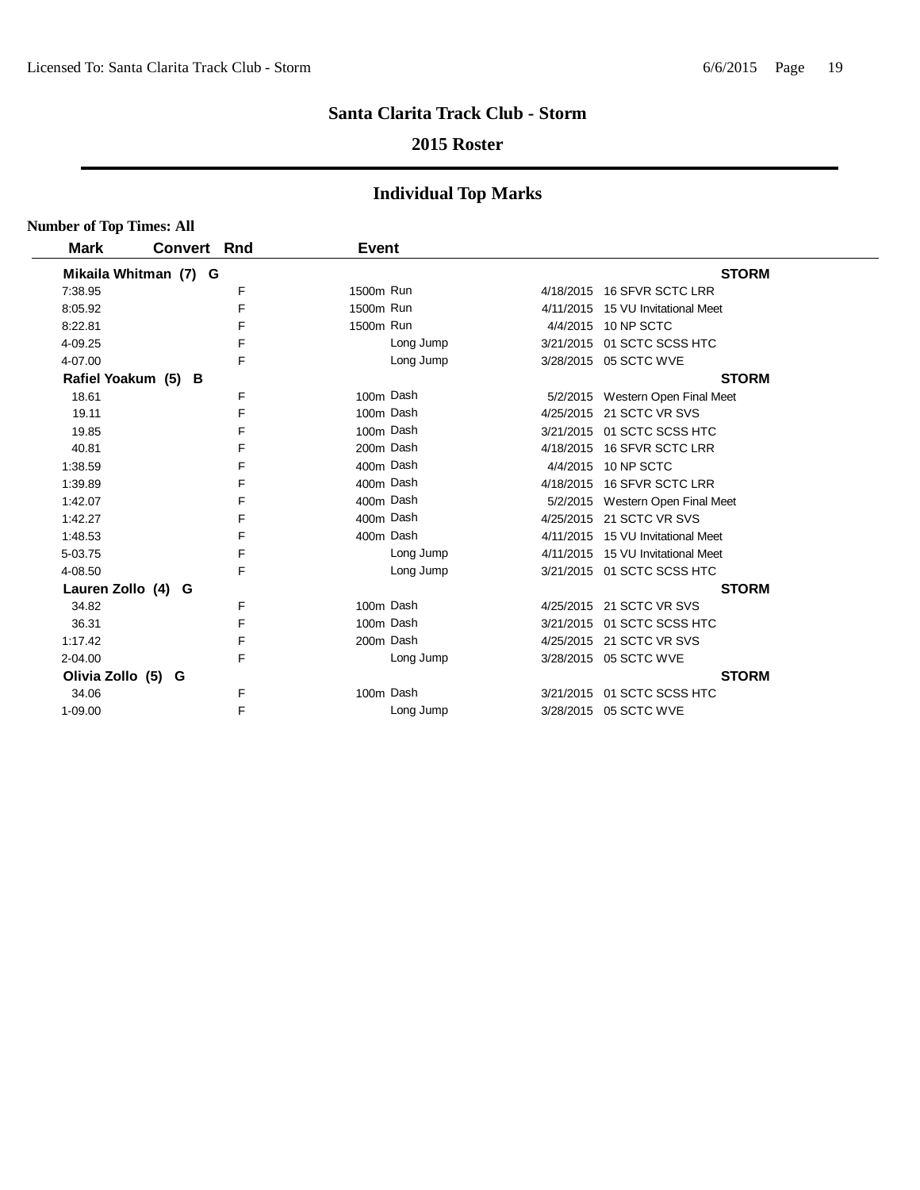# Santa Clarita Track Club - Storm

## 2015 Roster

## Individual Top Marks

**Number of Top Times: All**

| Mark | Convert | Rnd | Event | Date | Meet |
|---|---|---|---|---|---|
| **Mikaila Whitman (7) G** | | | | | **STORM** |
| 7:38.95 | | F | 1500m Run | 4/18/2015 | 16 SFVR SCTC LRR |
| 8:05.92 | | F | 1500m Run | 4/11/2015 | 15 VU Invitational Meet |
| 8:22.81 | | F | 1500m Run | 4/4/2015 | 10 NP SCTC |
| 4-09.25 | | F | Long Jump | 3/21/2015 | 01 SCTC SCSS HTC |
| 4-07.00 | | F | Long Jump | 3/28/2015 | 05 SCTC WVE |
| **Rafiel Yoakum (5) B** | | | | | **STORM** |
| 18.61 | | F | 100m Dash | 5/2/2015 | Western Open Final Meet |
| 19.11 | | F | 100m Dash | 4/25/2015 | 21 SCTC VR SVS |
| 19.85 | | F | 100m Dash | 3/21/2015 | 01 SCTC SCSS HTC |
| 40.81 | | F | 200m Dash | 4/18/2015 | 16 SFVR SCTC LRR |
| 1:38.59 | | F | 400m Dash | 4/4/2015 | 10 NP SCTC |
| 1:39.89 | | F | 400m Dash | 4/18/2015 | 16 SFVR SCTC LRR |
| 1:42.07 | | F | 400m Dash | 5/2/2015 | Western Open Final Meet |
| 1:42.27 | | F | 400m Dash | 4/25/2015 | 21 SCTC VR SVS |
| 1:48.53 | | F | 400m Dash | 4/11/2015 | 15 VU Invitational Meet |
| 5-03.75 | | F | Long Jump | 4/11/2015 | 15 VU Invitational Meet |
| 4-08.50 | | F | Long Jump | 3/21/2015 | 01 SCTC SCSS HTC |
| **Lauren Zollo (4) G** | | | | | **STORM** |
| 34.82 | | F | 100m Dash | 4/25/2015 | 21 SCTC VR SVS |
| 36.31 | | F | 100m Dash | 3/21/2015 | 01 SCTC SCSS HTC |
| 1:17.42 | | F | 200m Dash | 4/25/2015 | 21 SCTC VR SVS |
| 2-04.00 | | F | Long Jump | 3/28/2015 | 05 SCTC WVE |
| **Olivia Zollo (5) G** | | | | | **STORM** |
| 34.06 | | F | 100m Dash | 3/21/2015 | 01 SCTC SCSS HTC |
| 1-09.00 | | F | Long Jump | 3/28/2015 | 05 SCTC WVE |